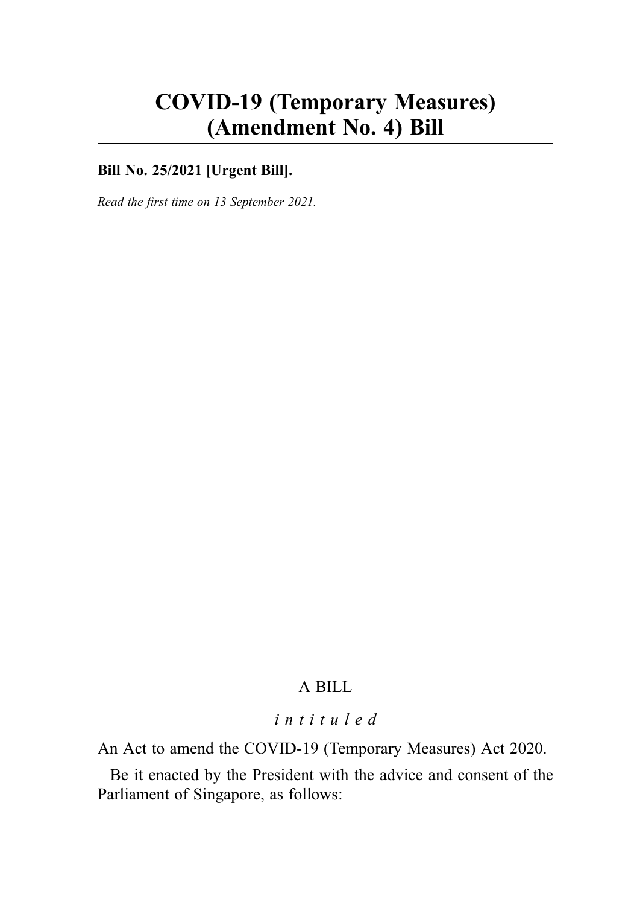# COVID-19 (Temporary Measures) (Amendment No. 4) Bill

**Bill No. 25/2021 [Urgent Bill].**

*Read the first time on 13 September 2021.*

A BILL

*intituled*

An Act to amend the COVID-19 (Temporary Measures) Act 2020.

Be it enacted by the President with the advice and consent of the Parliament of Singapore, as follows: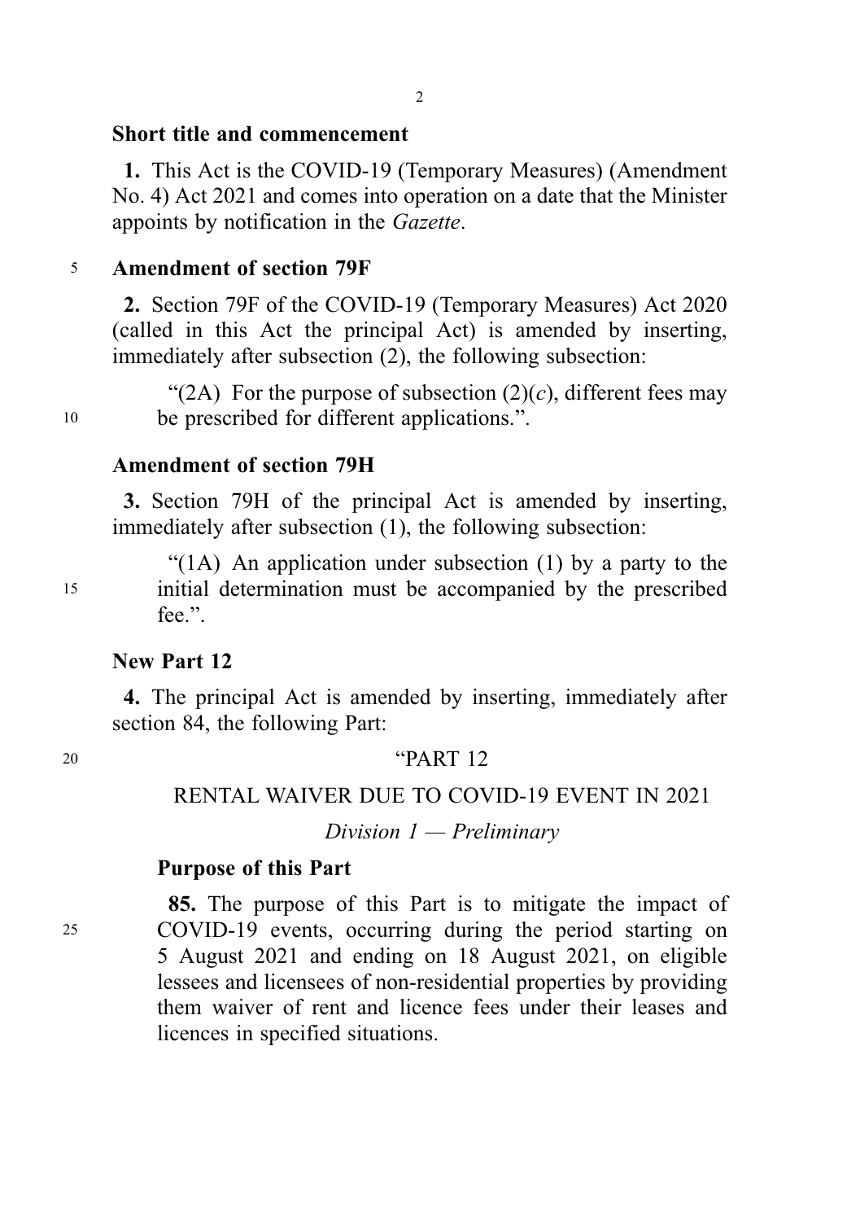**Short title and commencement**

**1.** This Act is the COVID-19 (Temporary Measures) (Amendment No. 4) Act 2021 and comes into operation on a date that the Minister appoints by notification in the *Gazette*.

**Amendment of section 79F**

**2.** Section 79F of the COVID-19 (Temporary Measures) Act 2020 (called in this Act the principal Act) is amended by inserting, immediately after subsection (2), the following subsection:

> "(2A) For the purpose of subsection (2)(*c*), different fees may be prescribed for different applications.".

**Amendment of section 79H**

**3.** Section 79H of the principal Act is amended by inserting, immediately after subsection (1), the following subsection:

> "(1A) An application under subsection (1) by a party to the initial determination must be accompanied by the prescribed fee.".

**New Part 12**

**4.** The principal Act is amended by inserting, immediately after section 84, the following Part:

"PART 12

RENTAL WAIVER DUE TO COVID-19 EVENT IN 2021

*Division 1 — Preliminary*

**Purpose of this Part**

**85.** The purpose of this Part is to mitigate the impact of COVID-19 events, occurring during the period starting on 5 August 2021 and ending on 18 August 2021, on eligible lessees and licensees of non-residential properties by providing them waiver of rent and licence fees under their leases and licences in specified situations.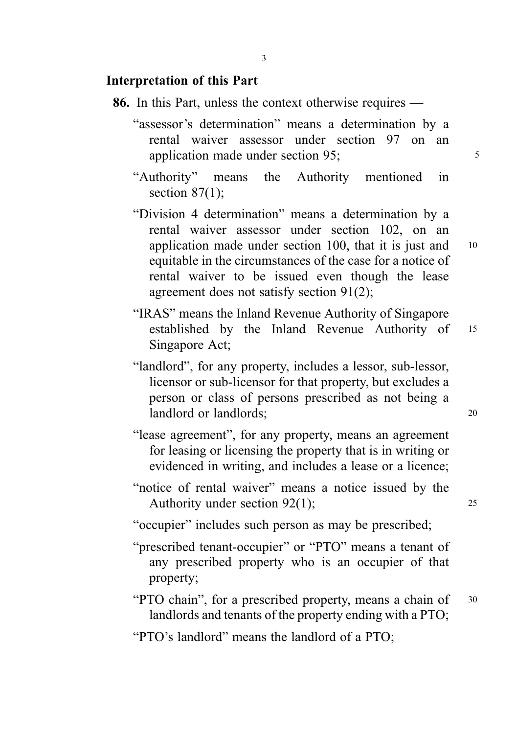## Interpretation of this Part

**86.** In this Part, unless the context otherwise requires —

"assessor's determination" means a determination by a rental waiver assessor under section 97 on an application made under section 95;

"Authority" means the Authority mentioned in section 87(1);

"Division 4 determination" means a determination by a rental waiver assessor under section 102, on an application made under section 100, that it is just and equitable in the circumstances of the case for a notice of rental waiver to be issued even though the lease agreement does not satisfy section 91(2);

"IRAS" means the Inland Revenue Authority of Singapore established by the Inland Revenue Authority of Singapore Act;

"landlord", for any property, includes a lessor, sub-lessor, licensor or sub-licensor for that property, but excludes a person or class of persons prescribed as not being a landlord or landlords;

"lease agreement", for any property, means an agreement for leasing or licensing the property that is in writing or evidenced in writing, and includes a lease or a licence;

"notice of rental waiver" means a notice issued by the Authority under section 92(1);

"occupier" includes such person as may be prescribed;

"prescribed tenant-occupier" or "PTO" means a tenant of any prescribed property who is an occupier of that property;

"PTO chain", for a prescribed property, means a chain of landlords and tenants of the property ending with a PTO;

"PTO's landlord" means the landlord of a PTO;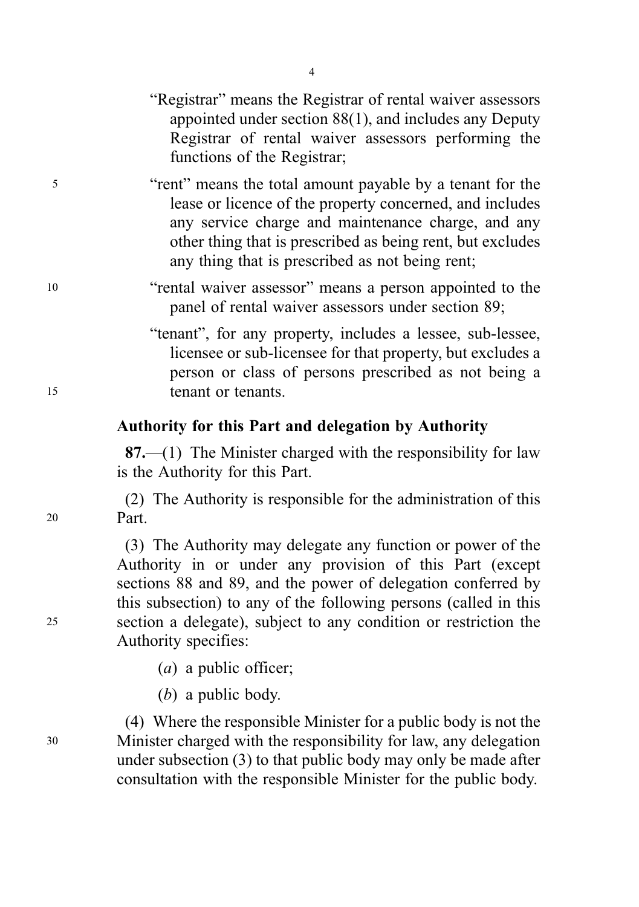"Registrar" means the Registrar of rental waiver assessors appointed under section 88(1), and includes any Deputy Registrar of rental waiver assessors performing the functions of the Registrar;

"rent" means the total amount payable by a tenant for the lease or licence of the property concerned, and includes any service charge and maintenance charge, and any other thing that is prescribed as being rent, but excludes any thing that is prescribed as not being rent;

"rental waiver assessor" means a person appointed to the panel of rental waiver assessors under section 89;

"tenant", for any property, includes a lessee, sub-lessee, licensee or sub-licensee for that property, but excludes a person or class of persons prescribed as not being a tenant or tenants.

### Authority for this Part and delegation by Authority

**87.**—(1) The Minister charged with the responsibility for law is the Authority for this Part.

(2) The Authority is responsible for the administration of this Part.

(3) The Authority may delegate any function or power of the Authority in or under any provision of this Part (except sections 88 and 89, and the power of delegation conferred by this subsection) to any of the following persons (called in this section a delegate), subject to any condition or restriction the Authority specifies:

(*a*) a public officer;

(*b*) a public body.

(4) Where the responsible Minister for a public body is not the Minister charged with the responsibility for law, any delegation under subsection (3) to that public body may only be made after consultation with the responsible Minister for the public body.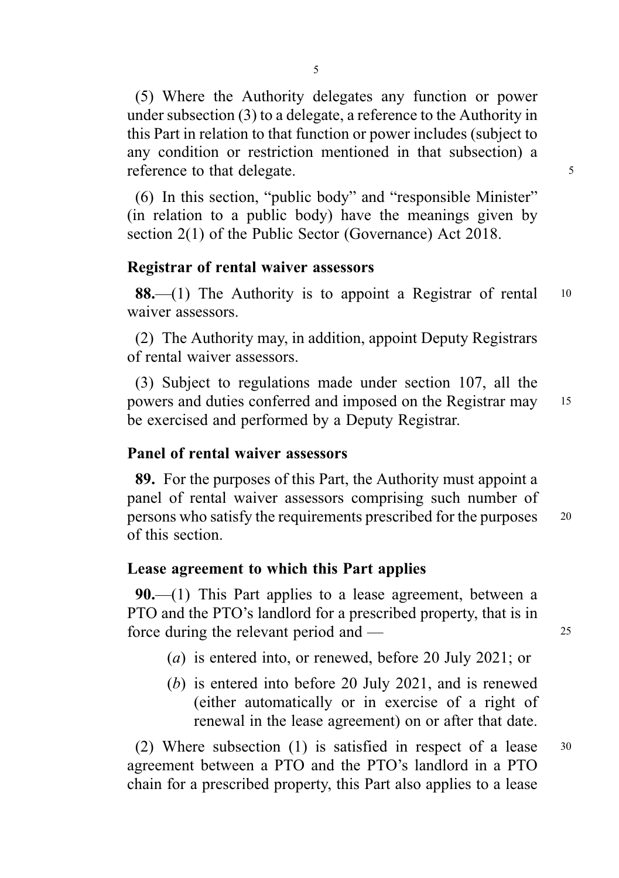(5) Where the Authority delegates any function or power under subsection (3) to a delegate, a reference to the Authority in this Part in relation to that function or power includes (subject to any condition or restriction mentioned in that subsection) a reference to that delegate.

(6) In this section, "public body" and "responsible Minister" (in relation to a public body) have the meanings given by section 2(1) of the Public Sector (Governance) Act 2018.

**Registrar of rental waiver assessors**

**88.**—(1) The Authority is to appoint a Registrar of rental waiver assessors.

(2) The Authority may, in addition, appoint Deputy Registrars of rental waiver assessors.

(3) Subject to regulations made under section 107, all the powers and duties conferred and imposed on the Registrar may be exercised and performed by a Deputy Registrar.

**Panel of rental waiver assessors**

**89.** For the purposes of this Part, the Authority must appoint a panel of rental waiver assessors comprising such number of persons who satisfy the requirements prescribed for the purposes of this section.

**Lease agreement to which this Part applies**

**90.**—(1) This Part applies to a lease agreement, between a PTO and the PTO's landlord for a prescribed property, that is in force during the relevant period and —

(*a*) is entered into, or renewed, before 20 July 2021; or

(*b*) is entered into before 20 July 2021, and is renewed (either automatically or in exercise of a right of renewal in the lease agreement) on or after that date.

(2) Where subsection (1) is satisfied in respect of a lease agreement between a PTO and the PTO's landlord in a PTO chain for a prescribed property, this Part also applies to a lease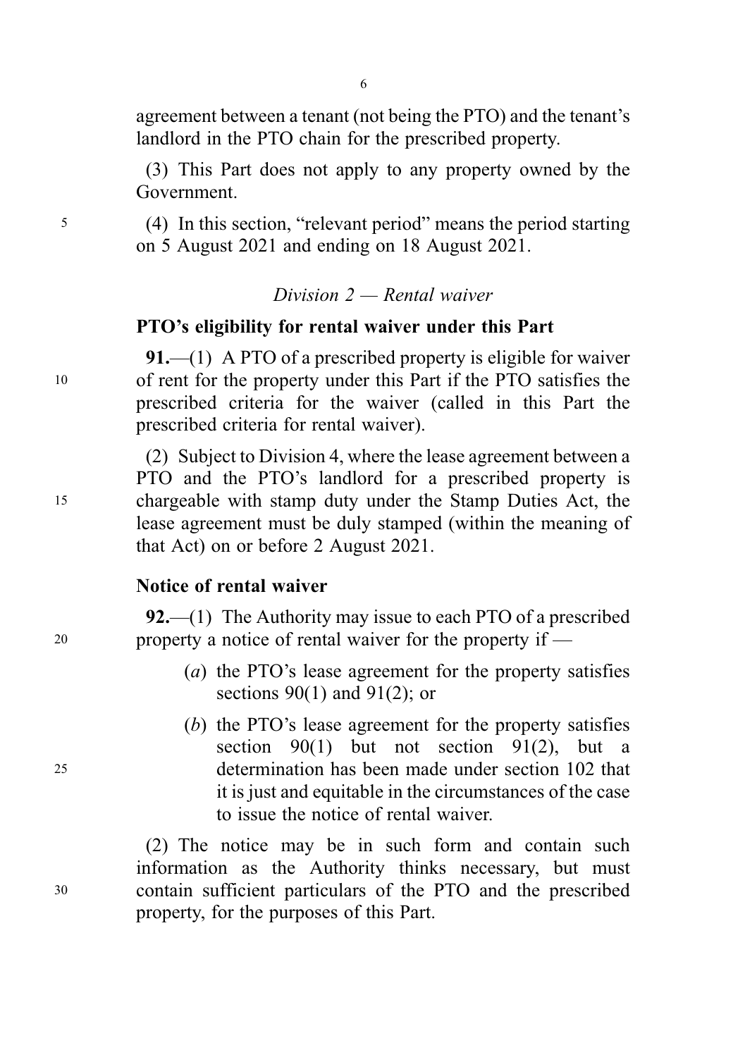agreement between a tenant (not being the PTO) and the tenant's landlord in the PTO chain for the prescribed property.

(3) This Part does not apply to any property owned by the Government.

(4) In this section, "relevant period" means the period starting on 5 August 2021 and ending on 18 August 2021.

*Division 2 — Rental waiver*

**PTO's eligibility for rental waiver under this Part**

**91.**—(1) A PTO of a prescribed property is eligible for waiver of rent for the property under this Part if the PTO satisfies the prescribed criteria for the waiver (called in this Part the prescribed criteria for rental waiver).

(2) Subject to Division 4, where the lease agreement between a PTO and the PTO's landlord for a prescribed property is chargeable with stamp duty under the Stamp Duties Act, the lease agreement must be duly stamped (within the meaning of that Act) on or before 2 August 2021.

**Notice of rental waiver**

**92.**—(1) The Authority may issue to each PTO of a prescribed property a notice of rental waiver for the property if —

(*a*) the PTO's lease agreement for the property satisfies sections 90(1) and 91(2); or

(*b*) the PTO's lease agreement for the property satisfies section 90(1) but not section 91(2), but a determination has been made under section 102 that it is just and equitable in the circumstances of the case to issue the notice of rental waiver.

(2) The notice may be in such form and contain such information as the Authority thinks necessary, but must contain sufficient particulars of the PTO and the prescribed property, for the purposes of this Part.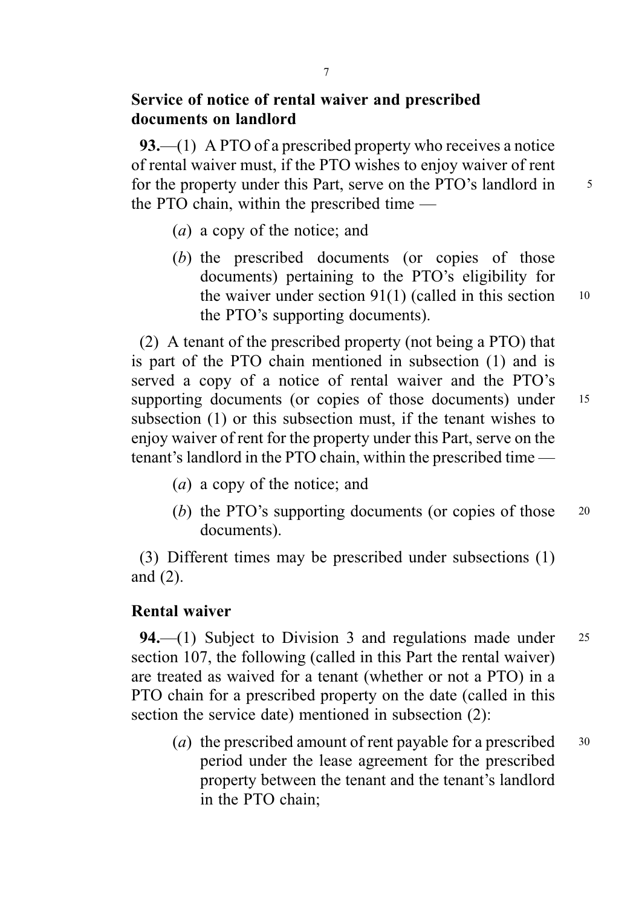### Service of notice of rental waiver and prescribed documents on landlord

**93.**—(1) A PTO of a prescribed property who receives a notice of rental waiver must, if the PTO wishes to enjoy waiver of rent for the property under this Part, serve on the PTO's landlord in the PTO chain, within the prescribed time —

(*a*) a copy of the notice; and

(*b*) the prescribed documents (or copies of those documents) pertaining to the PTO's eligibility for the waiver under section 91(1) (called in this section the PTO's supporting documents).

(2) A tenant of the prescribed property (not being a PTO) that is part of the PTO chain mentioned in subsection (1) and is served a copy of a notice of rental waiver and the PTO's supporting documents (or copies of those documents) under subsection (1) or this subsection must, if the tenant wishes to enjoy waiver of rent for the property under this Part, serve on the tenant's landlord in the PTO chain, within the prescribed time —

(*a*) a copy of the notice; and

(*b*) the PTO's supporting documents (or copies of those documents).

(3) Different times may be prescribed under subsections (1) and (2).

### Rental waiver

**94.**—(1) Subject to Division 3 and regulations made under section 107, the following (called in this Part the rental waiver) are treated as waived for a tenant (whether or not a PTO) in a PTO chain for a prescribed property on the date (called in this section the service date) mentioned in subsection (2):

(*a*) the prescribed amount of rent payable for a prescribed period under the lease agreement for the prescribed property between the tenant and the tenant's landlord in the PTO chain;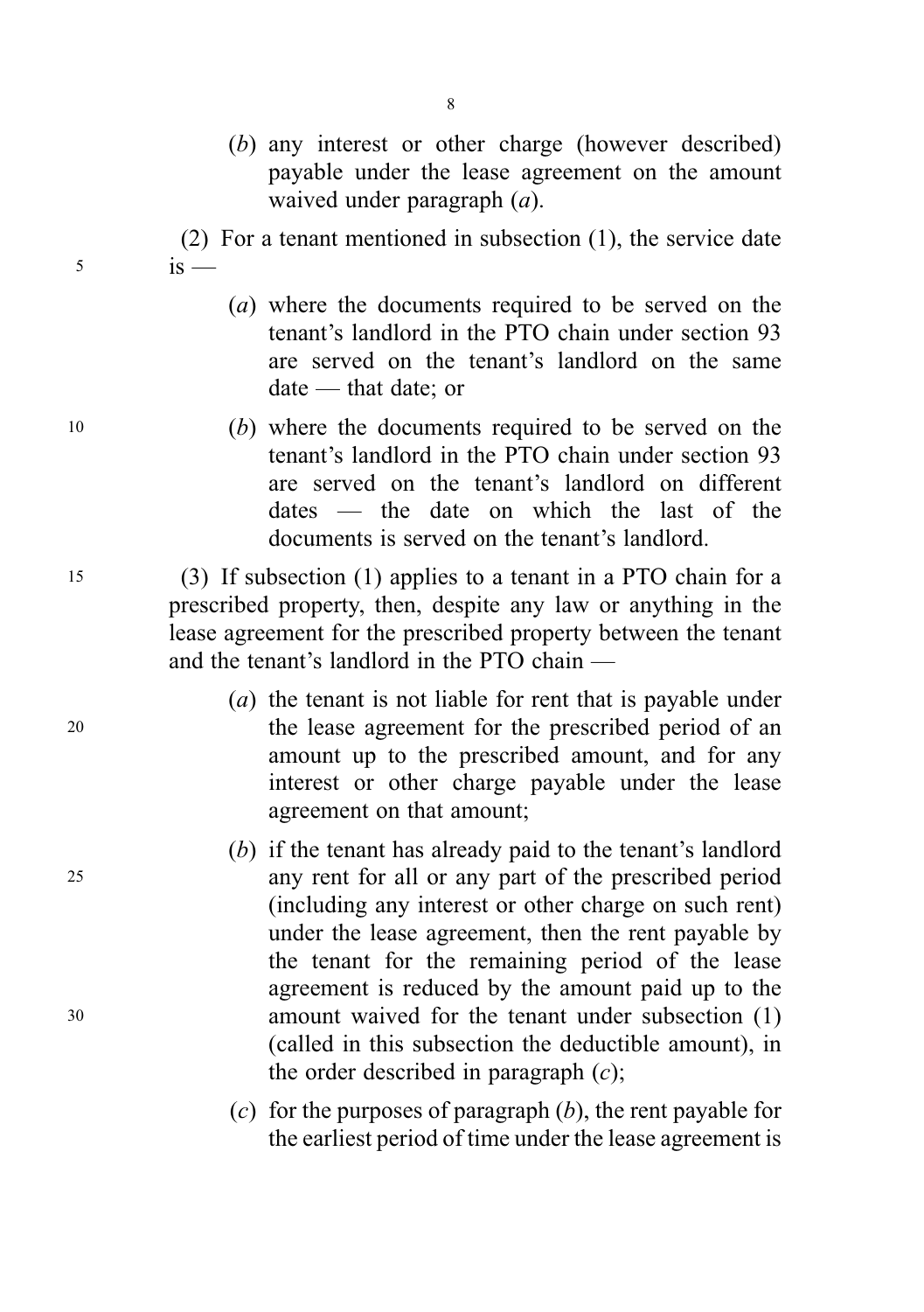(*b*) any interest or other charge (however described) payable under the lease agreement on the amount waived under paragraph (*a*).

(2) For a tenant mentioned in subsection (1), the service date is —

(*a*) where the documents required to be served on the tenant's landlord in the PTO chain under section 93 are served on the tenant's landlord on the same date — that date; or

(*b*) where the documents required to be served on the tenant's landlord in the PTO chain under section 93 are served on the tenant's landlord on different dates — the date on which the last of the documents is served on the tenant's landlord.

(3) If subsection (1) applies to a tenant in a PTO chain for a prescribed property, then, despite any law or anything in the lease agreement for the prescribed property between the tenant and the tenant's landlord in the PTO chain —

(*a*) the tenant is not liable for rent that is payable under the lease agreement for the prescribed period of an amount up to the prescribed amount, and for any interest or other charge payable under the lease agreement on that amount;

(*b*) if the tenant has already paid to the tenant's landlord any rent for all or any part of the prescribed period (including any interest or other charge on such rent) under the lease agreement, then the rent payable by the tenant for the remaining period of the lease agreement is reduced by the amount paid up to the amount waived for the tenant under subsection (1) (called in this subsection the deductible amount), in the order described in paragraph (*c*);

(*c*) for the purposes of paragraph (*b*), the rent payable for the earliest period of time under the lease agreement is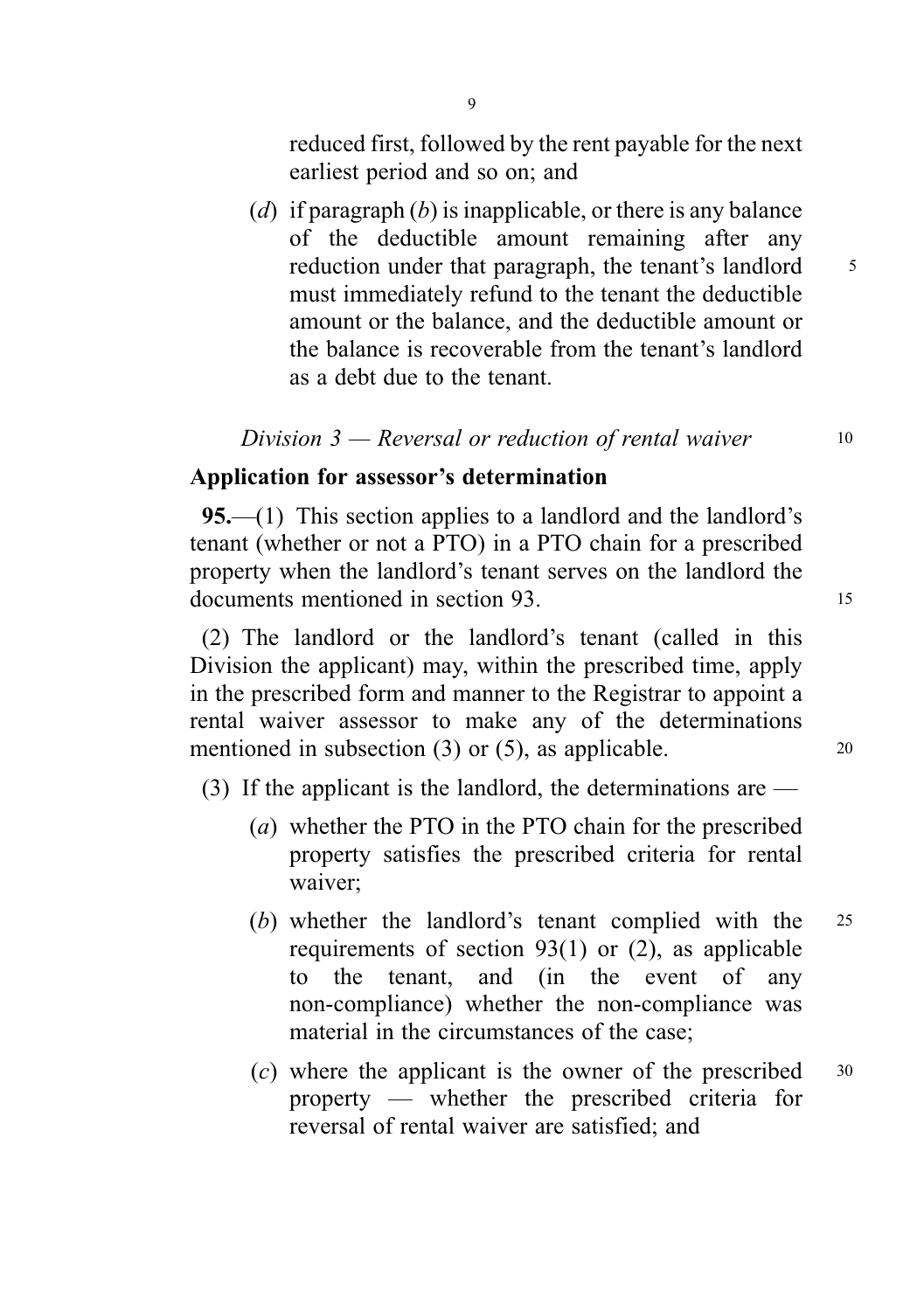reduced first, followed by the rent payable for the next earliest period and so on; and

(*d*) if paragraph (*b*) is inapplicable, or there is any balance of the deductible amount remaining after any reduction under that paragraph, the tenant's landlord must immediately refund to the tenant the deductible amount or the balance, and the deductible amount or the balance is recoverable from the tenant's landlord as a debt due to the tenant.

*Division 3 — Reversal or reduction of rental waiver*

**Application for assessor's determination**

**95.**—(1) This section applies to a landlord and the landlord's tenant (whether or not a PTO) in a PTO chain for a prescribed property when the landlord's tenant serves on the landlord the documents mentioned in section 93.

(2) The landlord or the landlord's tenant (called in this Division the applicant) may, within the prescribed time, apply in the prescribed form and manner to the Registrar to appoint a rental waiver assessor to make any of the determinations mentioned in subsection (3) or (5), as applicable.

(3) If the applicant is the landlord, the determinations are —

(*a*) whether the PTO in the PTO chain for the prescribed property satisfies the prescribed criteria for rental waiver;

(*b*) whether the landlord's tenant complied with the requirements of section 93(1) or (2), as applicable to the tenant, and (in the event of any non-compliance) whether the non-compliance was material in the circumstances of the case;

(*c*) where the applicant is the owner of the prescribed property — whether the prescribed criteria for reversal of rental waiver are satisfied; and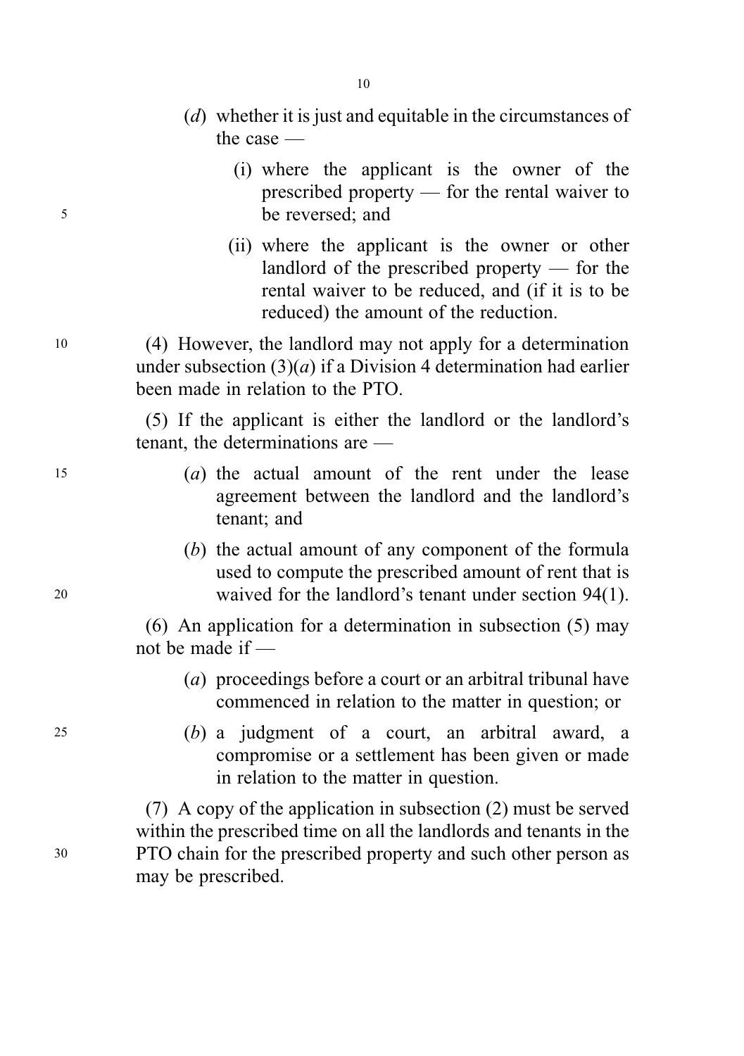(*d*) whether it is just and equitable in the circumstances of the case —

(i) where the applicant is the owner of the prescribed property — for the rental waiver to be reversed; and

(ii) where the applicant is the owner or other landlord of the prescribed property — for the rental waiver to be reduced, and (if it is to be reduced) the amount of the reduction.

(4) However, the landlord may not apply for a determination under subsection (3)(*a*) if a Division 4 determination had earlier been made in relation to the PTO.

(5) If the applicant is either the landlord or the landlord's tenant, the determinations are —

(*a*) the actual amount of the rent under the lease agreement between the landlord and the landlord's tenant; and

(*b*) the actual amount of any component of the formula used to compute the prescribed amount of rent that is waived for the landlord's tenant under section 94(1).

(6) An application for a determination in subsection (5) may not be made if —

(*a*) proceedings before a court or an arbitral tribunal have commenced in relation to the matter in question; or

(*b*) a judgment of a court, an arbitral award, a compromise or a settlement has been given or made in relation to the matter in question.

(7) A copy of the application in subsection (2) must be served within the prescribed time on all the landlords and tenants in the PTO chain for the prescribed property and such other person as may be prescribed.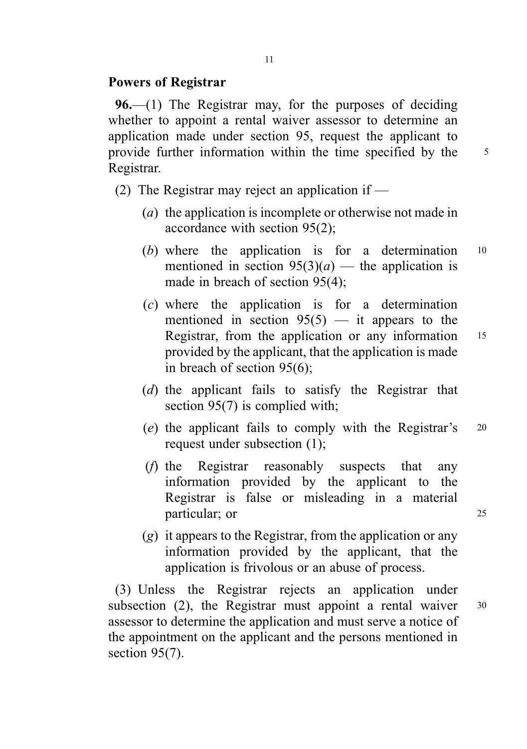## Powers of Registrar

**96.**—(1) The Registrar may, for the purposes of deciding whether to appoint a rental waiver assessor to determine an application made under section 95, request the applicant to provide further information within the time specified by the Registrar.

(2) The Registrar may reject an application if —

(*a*) the application is incomplete or otherwise not made in accordance with section 95(2);

(*b*) where the application is for a determination mentioned in section 95(3)(*a*) — the application is made in breach of section 95(4);

(*c*) where the application is for a determination mentioned in section 95(5) — it appears to the Registrar, from the application or any information provided by the applicant, that the application is made in breach of section 95(6);

(*d*) the applicant fails to satisfy the Registrar that section 95(7) is complied with;

(*e*) the applicant fails to comply with the Registrar's request under subsection (1);

(*f*) the Registrar reasonably suspects that any information provided by the applicant to the Registrar is false or misleading in a material particular; or

(*g*) it appears to the Registrar, from the application or any information provided by the applicant, that the application is frivolous or an abuse of process.

(3) Unless the Registrar rejects an application under subsection (2), the Registrar must appoint a rental waiver assessor to determine the application and must serve a notice of the appointment on the applicant and the persons mentioned in section 95(7).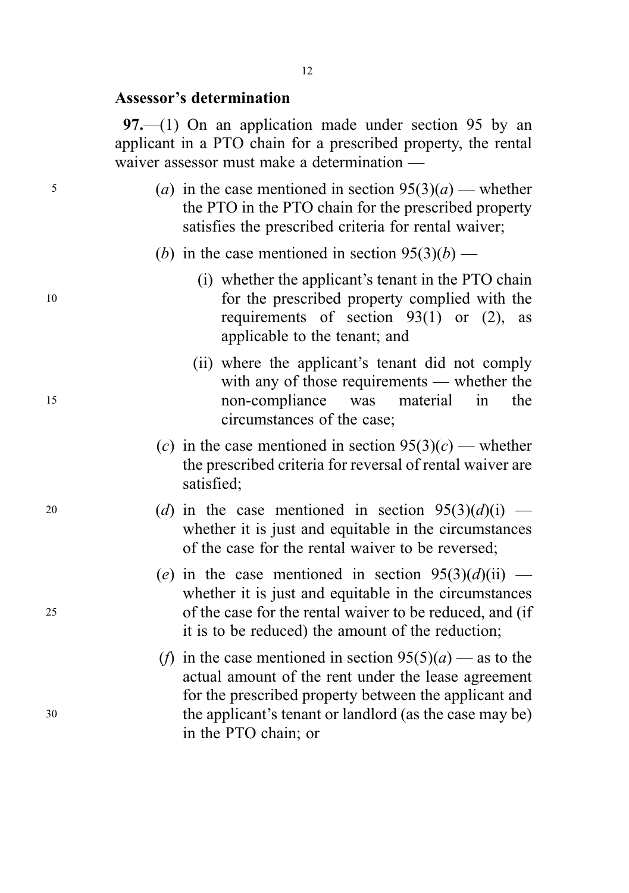### Assessor's determination

**97.**—(1) On an application made under section 95 by an applicant in a PTO chain for a prescribed property, the rental waiver assessor must make a determination —

(*a*) in the case mentioned in section 95(3)(*a*) — whether the PTO in the PTO chain for the prescribed property satisfies the prescribed criteria for rental waiver;

(*b*) in the case mentioned in section 95(3)(*b*) —

(i) whether the applicant's tenant in the PTO chain for the prescribed property complied with the requirements of section 93(1) or (2), as applicable to the tenant; and

(ii) where the applicant's tenant did not comply with any of those requirements — whether the non-compliance was material in the circumstances of the case;

(*c*) in the case mentioned in section 95(3)(*c*) — whether the prescribed criteria for reversal of rental waiver are satisfied;

(*d*) in the case mentioned in section 95(3)(*d*)(i) — whether it is just and equitable in the circumstances of the case for the rental waiver to be reversed;

(*e*) in the case mentioned in section 95(3)(*d*)(ii) — whether it is just and equitable in the circumstances of the case for the rental waiver to be reduced, and (if it is to be reduced) the amount of the reduction;

(*f*) in the case mentioned in section 95(5)(*a*) — as to the actual amount of the rent under the lease agreement for the prescribed property between the applicant and the applicant's tenant or landlord (as the case may be) in the PTO chain; or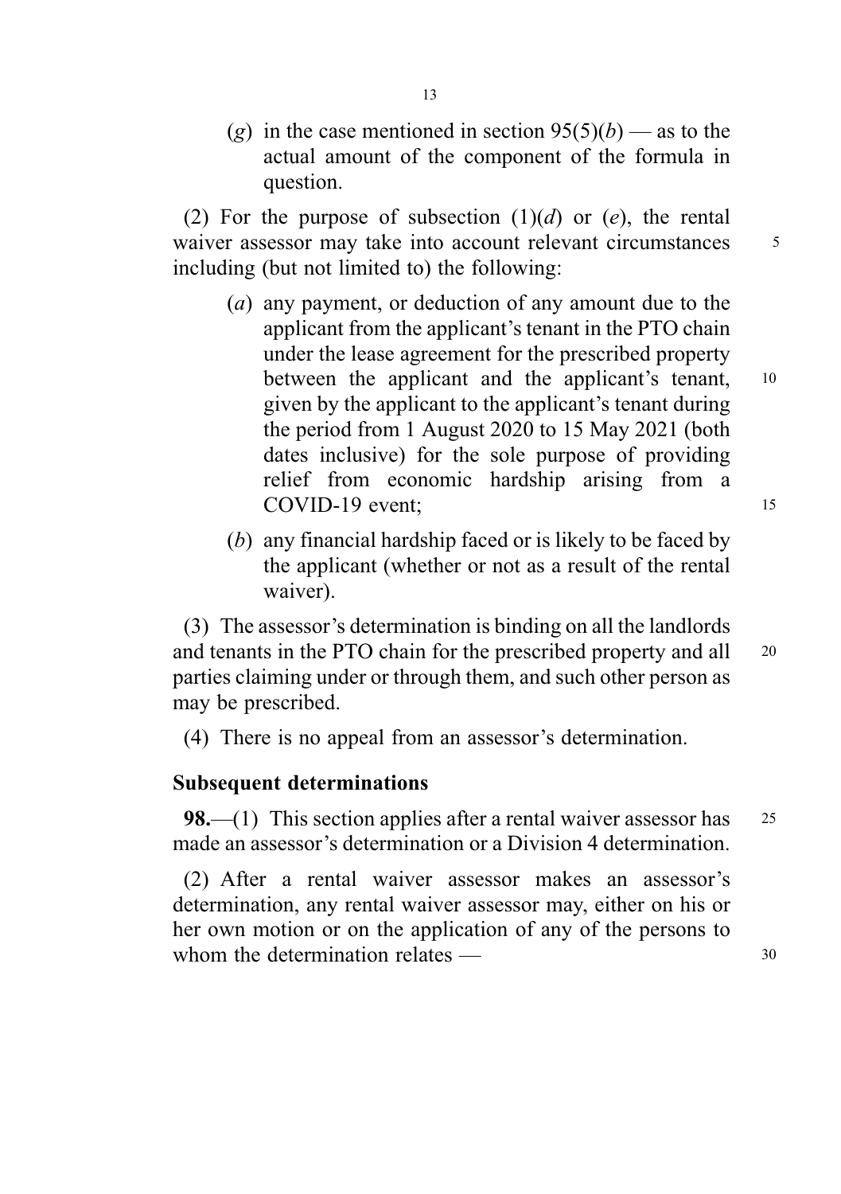(*g*) in the case mentioned in section 95(5)(*b*) — as to the actual amount of the component of the formula in question.

(2) For the purpose of subsection (1)(*d*) or (*e*), the rental waiver assessor may take into account relevant circumstances including (but not limited to) the following:

(*a*) any payment, or deduction of any amount due to the applicant from the applicant's tenant in the PTO chain under the lease agreement for the prescribed property between the applicant and the applicant's tenant, given by the applicant to the applicant's tenant during the period from 1 August 2020 to 15 May 2021 (both dates inclusive) for the sole purpose of providing relief from economic hardship arising from a COVID-19 event;

(*b*) any financial hardship faced or is likely to be faced by the applicant (whether or not as a result of the rental waiver).

(3) The assessor's determination is binding on all the landlords and tenants in the PTO chain for the prescribed property and all parties claiming under or through them, and such other person as may be prescribed.

(4) There is no appeal from an assessor's determination.

**Subsequent determinations**

**98.**—(1) This section applies after a rental waiver assessor has made an assessor's determination or a Division 4 determination.

(2) After a rental waiver assessor makes an assessor's determination, any rental waiver assessor may, either on his or her own motion or on the application of any of the persons to whom the determination relates —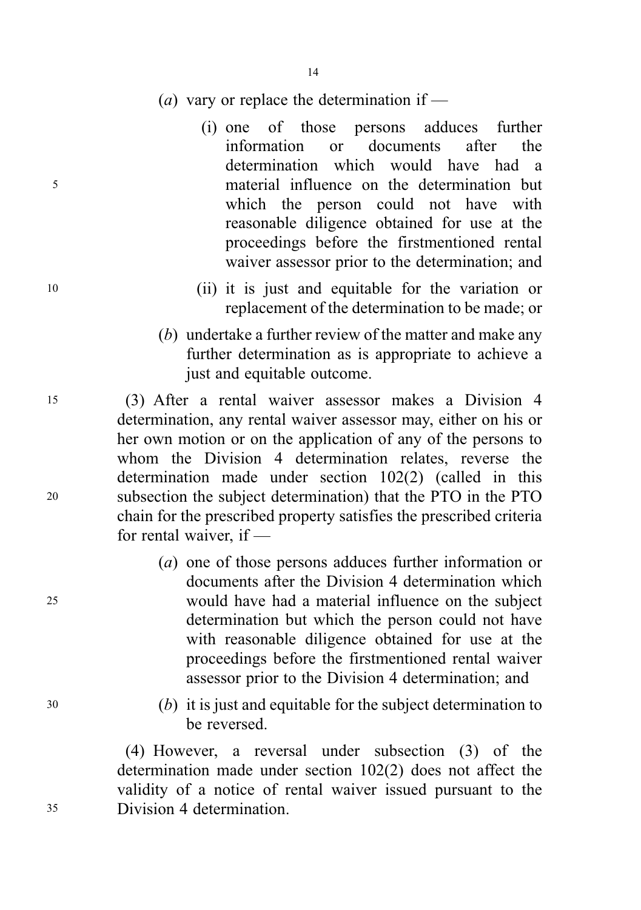(*a*) vary or replace the determination if —

(i) one of those persons adduces further information or documents after the determination which would have had a material influence on the determination but which the person could not have with reasonable diligence obtained for use at the proceedings before the firstmentioned rental waiver assessor prior to the determination; and

(ii) it is just and equitable for the variation or replacement of the determination to be made; or

(*b*) undertake a further review of the matter and make any further determination as is appropriate to achieve a just and equitable outcome.

(3) After a rental waiver assessor makes a Division 4 determination, any rental waiver assessor may, either on his or her own motion or on the application of any of the persons to whom the Division 4 determination relates, reverse the determination made under section 102(2) (called in this subsection the subject determination) that the PTO in the PTO chain for the prescribed property satisfies the prescribed criteria for rental waiver, if —

(*a*) one of those persons adduces further information or documents after the Division 4 determination which would have had a material influence on the subject determination but which the person could not have with reasonable diligence obtained for use at the proceedings before the firstmentioned rental waiver assessor prior to the Division 4 determination; and

(*b*) it is just and equitable for the subject determination to be reversed.

(4) However, a reversal under subsection (3) of the determination made under section 102(2) does not affect the validity of a notice of rental waiver issued pursuant to the Division 4 determination.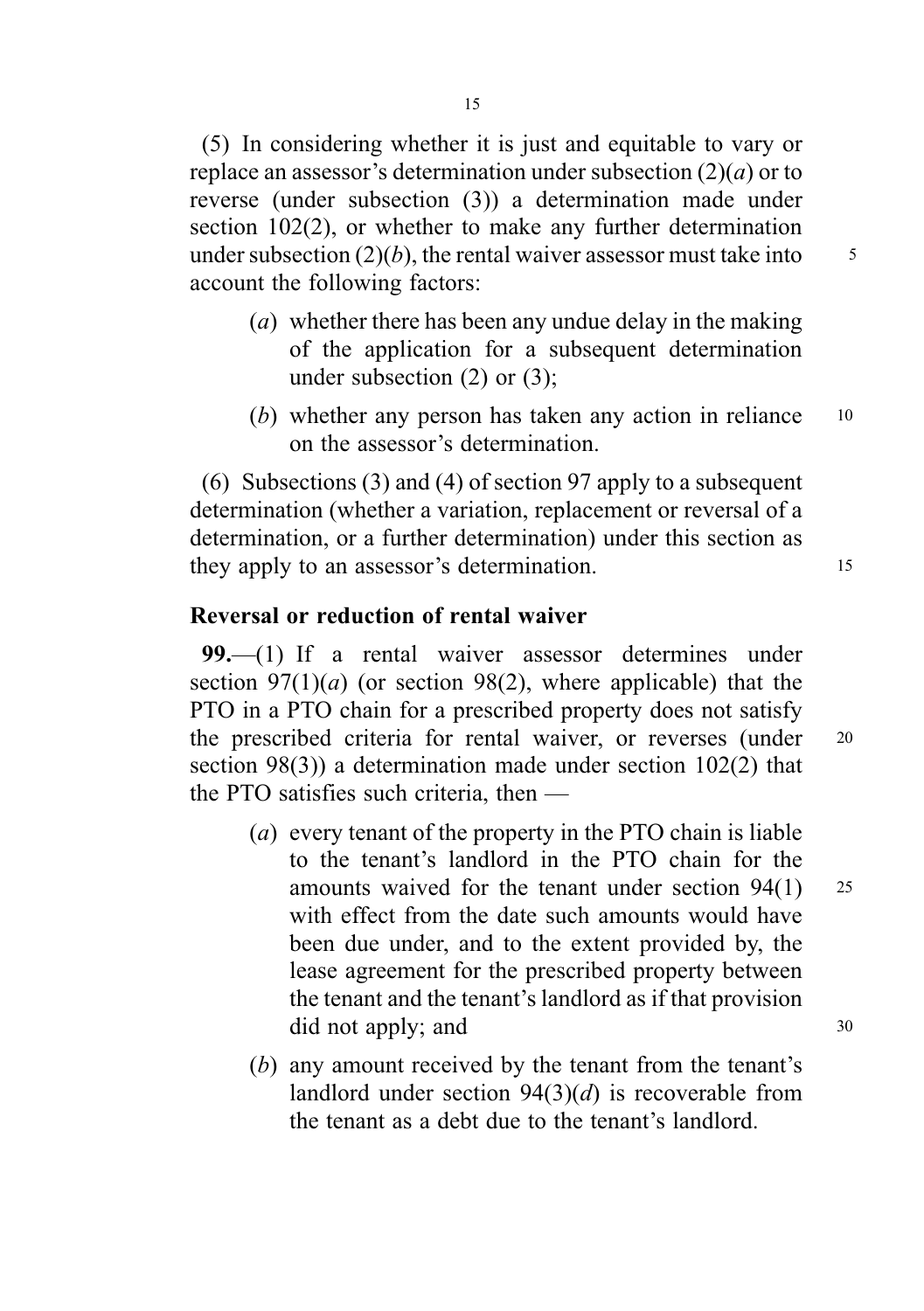(5) In considering whether it is just and equitable to vary or replace an assessor's determination under subsection (2)(*a*) or to reverse (under subsection (3)) a determination made under section 102(2), or whether to make any further determination under subsection (2)(*b*), the rental waiver assessor must take into account the following factors:

- (*a*) whether there has been any undue delay in the making of the application for a subsequent determination under subsection (2) or (3);
- (*b*) whether any person has taken any action in reliance on the assessor's determination.

(6) Subsections (3) and (4) of section 97 apply to a subsequent determination (whether a variation, replacement or reversal of a determination, or a further determination) under this section as they apply to an assessor's determination.

**Reversal or reduction of rental waiver**

**99.**—(1) If a rental waiver assessor determines under section 97(1)(*a*) (or section 98(2), where applicable) that the PTO in a PTO chain for a prescribed property does not satisfy the prescribed criteria for rental waiver, or reverses (under section 98(3)) a determination made under section 102(2) that the PTO satisfies such criteria, then —

- (*a*) every tenant of the property in the PTO chain is liable to the tenant's landlord in the PTO chain for the amounts waived for the tenant under section 94(1) with effect from the date such amounts would have been due under, and to the extent provided by, the lease agreement for the prescribed property between the tenant and the tenant's landlord as if that provision did not apply; and
- (*b*) any amount received by the tenant from the tenant's landlord under section 94(3)(*d*) is recoverable from the tenant as a debt due to the tenant's landlord.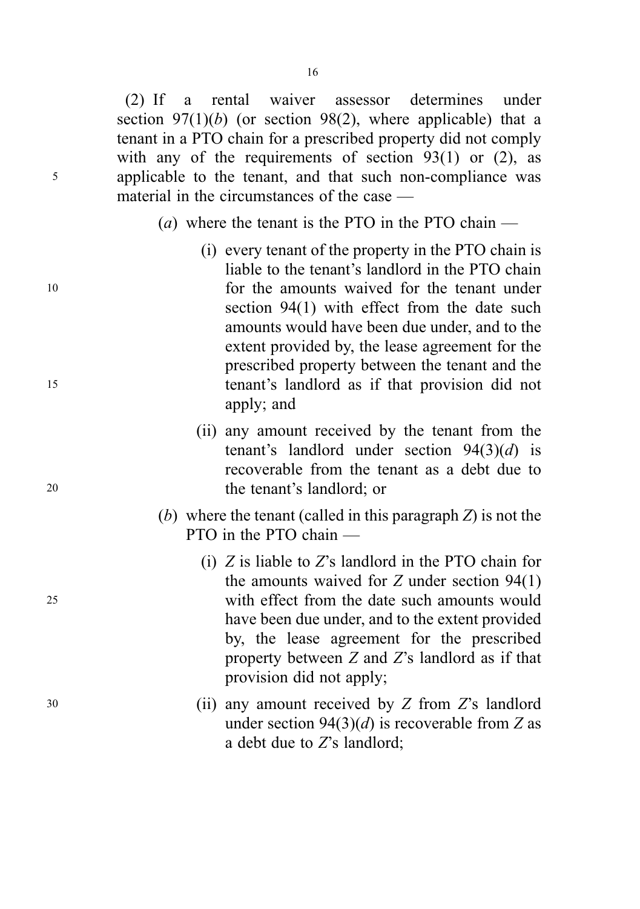(2) If a rental waiver assessor determines under section 97(1)(*b*) (or section 98(2), where applicable) that a tenant in a PTO chain for a prescribed property did not comply with any of the requirements of section 93(1) or (2), as applicable to the tenant, and that such non-compliance was material in the circumstances of the case —

(*a*) where the tenant is the PTO in the PTO chain —

(i) every tenant of the property in the PTO chain is liable to the tenant's landlord in the PTO chain for the amounts waived for the tenant under section 94(1) with effect from the date such amounts would have been due under, and to the extent provided by, the lease agreement for the prescribed property between the tenant and the tenant's landlord as if that provision did not apply; and

(ii) any amount received by the tenant from the tenant's landlord under section 94(3)(*d*) is recoverable from the tenant as a debt due to the tenant's landlord; or

(*b*) where the tenant (called in this paragraph *Z*) is not the PTO in the PTO chain —

(i) *Z* is liable to *Z*'s landlord in the PTO chain for the amounts waived for *Z* under section 94(1) with effect from the date such amounts would have been due under, and to the extent provided by, the lease agreement for the prescribed property between *Z* and *Z*'s landlord as if that provision did not apply;

(ii) any amount received by *Z* from *Z*'s landlord under section 94(3)(*d*) is recoverable from *Z* as a debt due to *Z*'s landlord;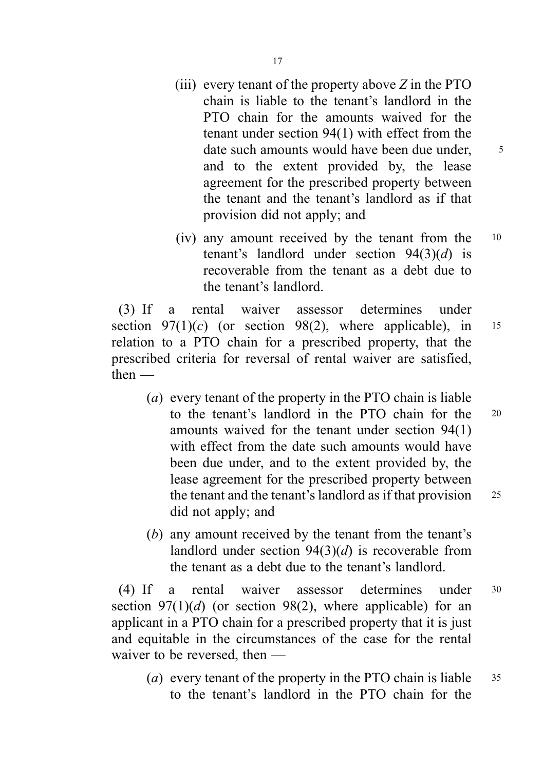(iii) every tenant of the property above *Z* in the PTO chain is liable to the tenant's landlord in the PTO chain for the amounts waived for the tenant under section 94(1) with effect from the date such amounts would have been due under, and to the extent provided by, the lease agreement for the prescribed property between the tenant and the tenant's landlord as if that provision did not apply; and

(iv) any amount received by the tenant from the tenant's landlord under section 94(3)(*d*) is recoverable from the tenant as a debt due to the tenant's landlord.

(3) If a rental waiver assessor determines under section 97(1)(*c*) (or section 98(2), where applicable), in relation to a PTO chain for a prescribed property, that the prescribed criteria for reversal of rental waiver are satisfied, then —

(*a*) every tenant of the property in the PTO chain is liable to the tenant's landlord in the PTO chain for the amounts waived for the tenant under section 94(1) with effect from the date such amounts would have been due under, and to the extent provided by, the lease agreement for the prescribed property between the tenant and the tenant's landlord as if that provision did not apply; and

(*b*) any amount received by the tenant from the tenant's landlord under section 94(3)(*d*) is recoverable from the tenant as a debt due to the tenant's landlord.

(4) If a rental waiver assessor determines under section 97(1)(*d*) (or section 98(2), where applicable) for an applicant in a PTO chain for a prescribed property that it is just and equitable in the circumstances of the case for the rental waiver to be reversed, then —

(*a*) every tenant of the property in the PTO chain is liable to the tenant's landlord in the PTO chain for the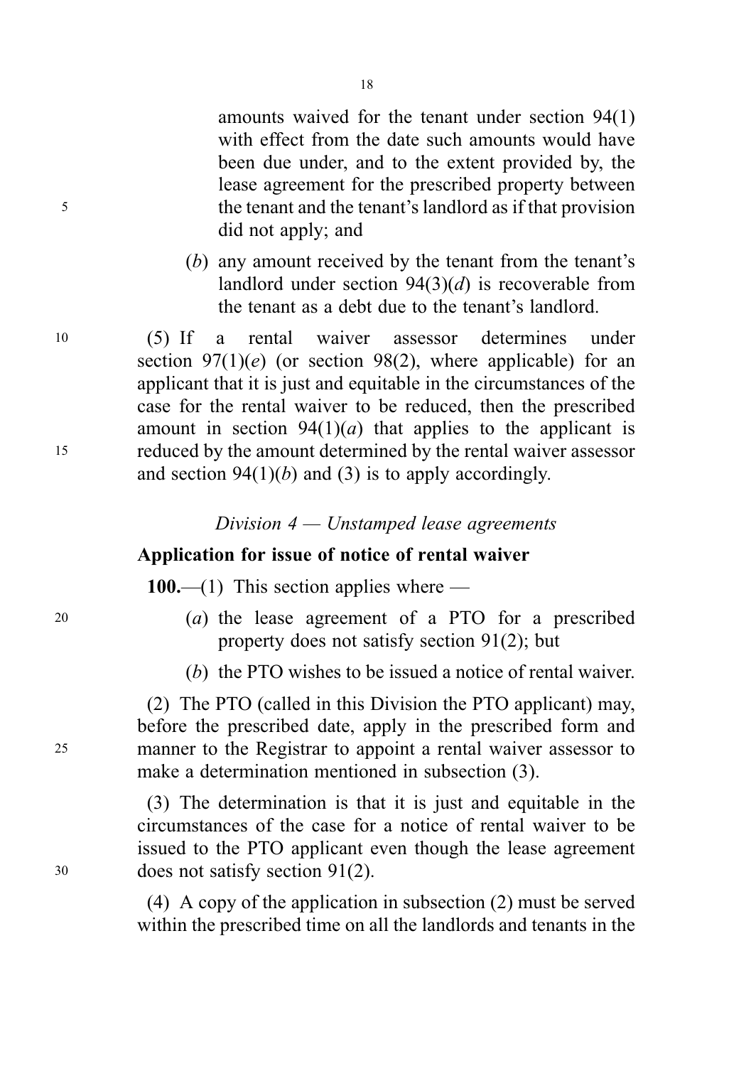amounts waived for the tenant under section 94(1) with effect from the date such amounts would have been due under, and to the extent provided by, the lease agreement for the prescribed property between the tenant and the tenant's landlord as if that provision did not apply; and

(*b*) any amount received by the tenant from the tenant's landlord under section 94(3)(*d*) is recoverable from the tenant as a debt due to the tenant's landlord.

(5) If a rental waiver assessor determines under section 97(1)(*e*) (or section 98(2), where applicable) for an applicant that it is just and equitable in the circumstances of the case for the rental waiver to be reduced, then the prescribed amount in section 94(1)(*a*) that applies to the applicant is reduced by the amount determined by the rental waiver assessor and section 94(1)(*b*) and (3) is to apply accordingly.

*Division 4 — Unstamped lease agreements*

**Application for issue of notice of rental waiver**

**100.**—(1) This section applies where —

(*a*) the lease agreement of a PTO for a prescribed property does not satisfy section 91(2); but

(*b*) the PTO wishes to be issued a notice of rental waiver.

(2) The PTO (called in this Division the PTO applicant) may, before the prescribed date, apply in the prescribed form and manner to the Registrar to appoint a rental waiver assessor to make a determination mentioned in subsection (3).

(3) The determination is that it is just and equitable in the circumstances of the case for a notice of rental waiver to be issued to the PTO applicant even though the lease agreement does not satisfy section 91(2).

(4) A copy of the application in subsection (2) must be served within the prescribed time on all the landlords and tenants in the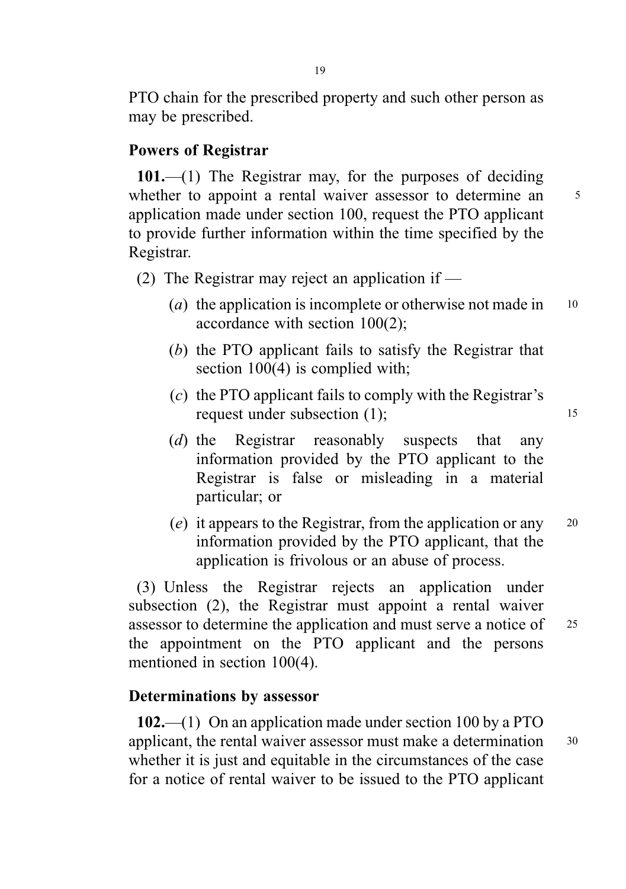PTO chain for the prescribed property and such other person as may be prescribed.

### Powers of Registrar

**101.**—(1) The Registrar may, for the purposes of deciding whether to appoint a rental waiver assessor to determine an application made under section 100, request the PTO applicant to provide further information within the time specified by the Registrar.

(2) The Registrar may reject an application if —

(*a*) the application is incomplete or otherwise not made in accordance with section 100(2);

(*b*) the PTO applicant fails to satisfy the Registrar that section 100(4) is complied with;

(*c*) the PTO applicant fails to comply with the Registrar's request under subsection (1);

(*d*) the Registrar reasonably suspects that any information provided by the PTO applicant to the Registrar is false or misleading in a material particular; or

(*e*) it appears to the Registrar, from the application or any information provided by the PTO applicant, that the application is frivolous or an abuse of process.

(3) Unless the Registrar rejects an application under subsection (2), the Registrar must appoint a rental waiver assessor to determine the application and must serve a notice of the appointment on the PTO applicant and the persons mentioned in section 100(4).

### Determinations by assessor

**102.**—(1) On an application made under section 100 by a PTO applicant, the rental waiver assessor must make a determination whether it is just and equitable in the circumstances of the case for a notice of rental waiver to be issued to the PTO applicant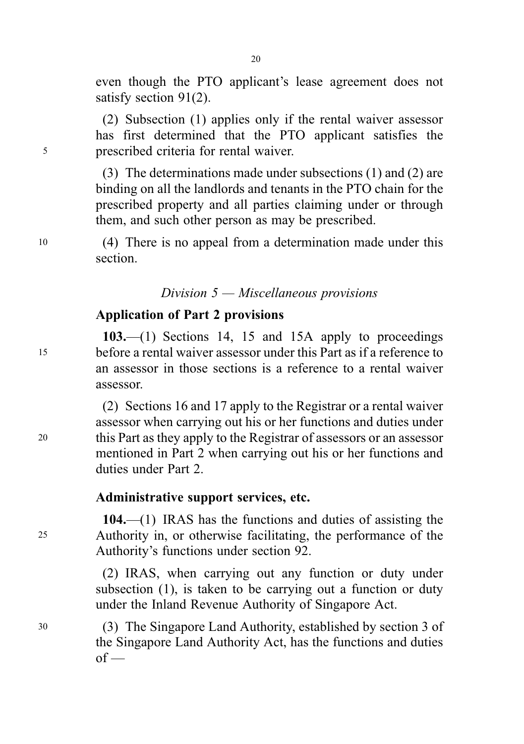even though the PTO applicant's lease agreement does not satisfy section 91(2).

(2) Subsection (1) applies only if the rental waiver assessor has first determined that the PTO applicant satisfies the prescribed criteria for rental waiver.

(3) The determinations made under subsections (1) and (2) are binding on all the landlords and tenants in the PTO chain for the prescribed property and all parties claiming under or through them, and such other person as may be prescribed.

(4) There is no appeal from a determination made under this section.

*Division 5 — Miscellaneous provisions*

**Application of Part 2 provisions**

**103.**—(1) Sections 14, 15 and 15A apply to proceedings before a rental waiver assessor under this Part as if a reference to an assessor in those sections is a reference to a rental waiver assessor.

(2) Sections 16 and 17 apply to the Registrar or a rental waiver assessor when carrying out his or her functions and duties under this Part as they apply to the Registrar of assessors or an assessor mentioned in Part 2 when carrying out his or her functions and duties under Part 2.

**Administrative support services, etc.**

**104.**—(1) IRAS has the functions and duties of assisting the Authority in, or otherwise facilitating, the performance of the Authority's functions under section 92.

(2) IRAS, when carrying out any function or duty under subsection (1), is taken to be carrying out a function or duty under the Inland Revenue Authority of Singapore Act.

(3) The Singapore Land Authority, established by section 3 of the Singapore Land Authority Act, has the functions and duties of —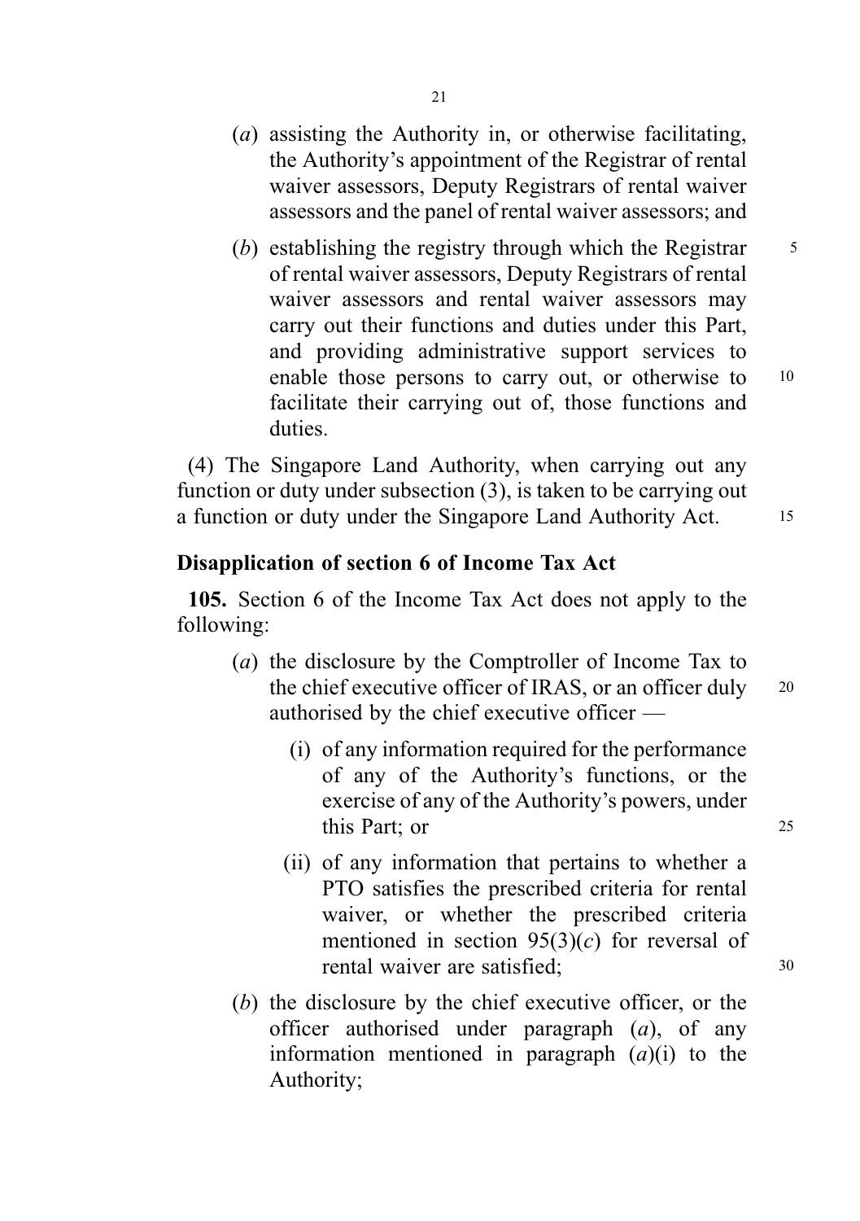(*a*) assisting the Authority in, or otherwise facilitating, the Authority's appointment of the Registrar of rental waiver assessors, Deputy Registrars of rental waiver assessors and the panel of rental waiver assessors; and

(*b*) establishing the registry through which the Registrar of rental waiver assessors, Deputy Registrars of rental waiver assessors and rental waiver assessors may carry out their functions and duties under this Part, and providing administrative support services to enable those persons to carry out, or otherwise to facilitate their carrying out of, those functions and duties.

(4) The Singapore Land Authority, when carrying out any function or duty under subsection (3), is taken to be carrying out a function or duty under the Singapore Land Authority Act.

**Disapplication of section 6 of Income Tax Act**

**105.** Section 6 of the Income Tax Act does not apply to the following:

(*a*) the disclosure by the Comptroller of Income Tax to the chief executive officer of IRAS, or an officer duly authorised by the chief executive officer —

(i) of any information required for the performance of any of the Authority's functions, or the exercise of any of the Authority's powers, under this Part; or

(ii) of any information that pertains to whether a PTO satisfies the prescribed criteria for rental waiver, or whether the prescribed criteria mentioned in section 95(3)(*c*) for reversal of rental waiver are satisfied;

(*b*) the disclosure by the chief executive officer, or the officer authorised under paragraph (*a*), of any information mentioned in paragraph (*a*)(i) to the Authority;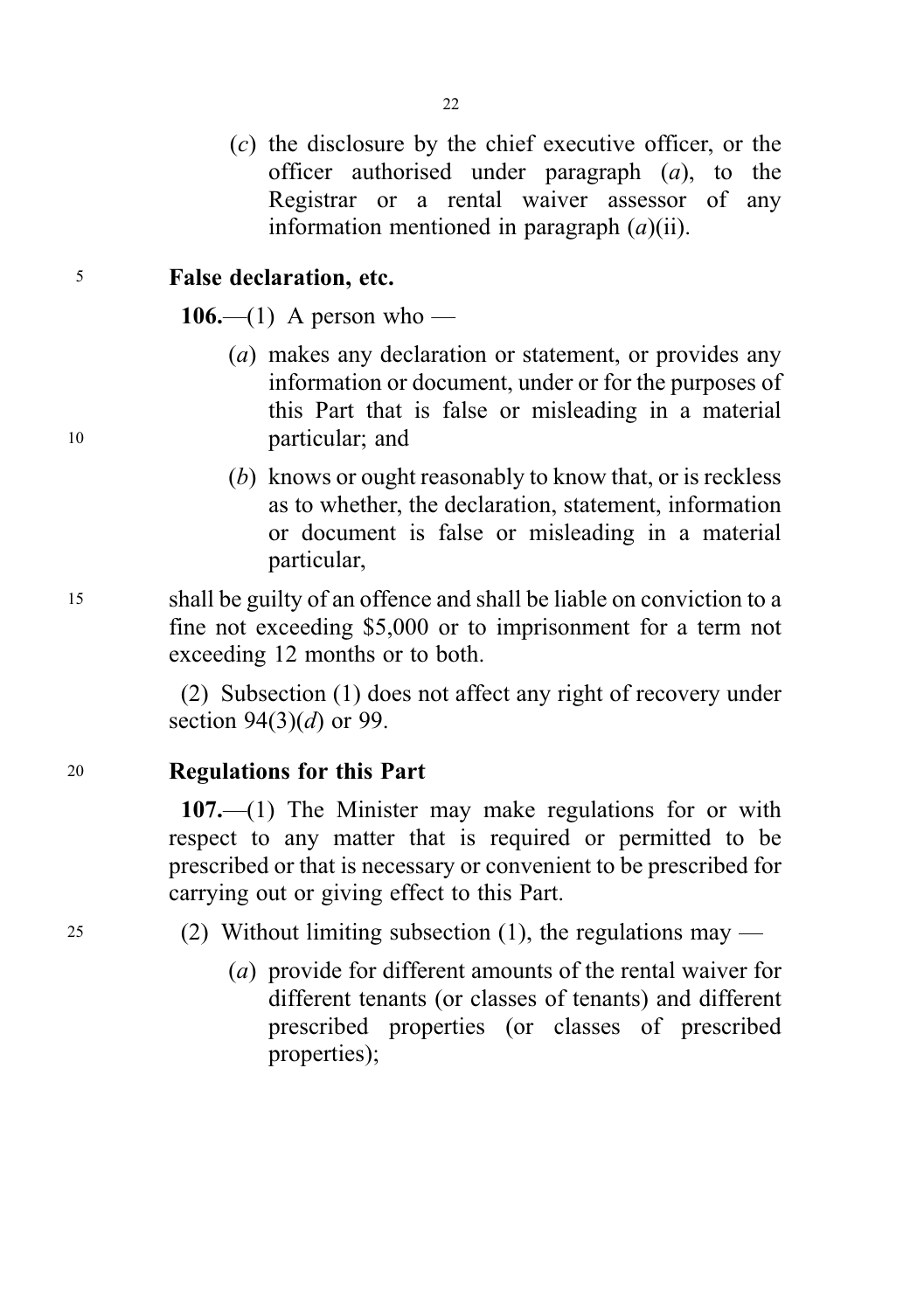(*c*) the disclosure by the chief executive officer, or the officer authorised under paragraph (*a*), to the Registrar or a rental waiver assessor of any information mentioned in paragraph (*a*)(ii).

**False declaration, etc.**

**106.**—(1) A person who —

(*a*) makes any declaration or statement, or provides any information or document, under or for the purposes of this Part that is false or misleading in a material particular; and

(*b*) knows or ought reasonably to know that, or is reckless as to whether, the declaration, statement, information or document is false or misleading in a material particular,

shall be guilty of an offence and shall be liable on conviction to a fine not exceeding $5,000 or to imprisonment for a term not exceeding 12 months or to both.

(2) Subsection (1) does not affect any right of recovery under section 94(3)(*d*) or 99.

**Regulations for this Part**

**107.**—(1) The Minister may make regulations for or with respect to any matter that is required or permitted to be prescribed or that is necessary or convenient to be prescribed for carrying out or giving effect to this Part.

(2) Without limiting subsection (1), the regulations may —

(*a*) provide for different amounts of the rental waiver for different tenants (or classes of tenants) and different prescribed properties (or classes of prescribed properties);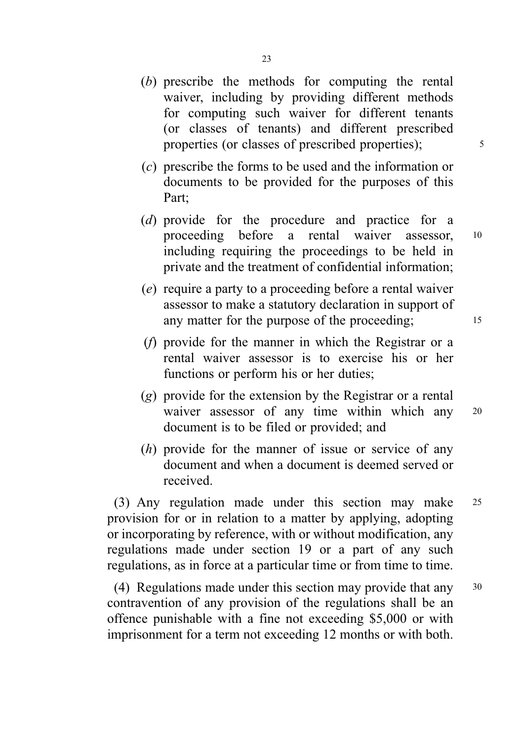(*b*) prescribe the methods for computing the rental waiver, including by providing different methods for computing such waiver for different tenants (or classes of tenants) and different prescribed properties (or classes of prescribed properties);

(*c*) prescribe the forms to be used and the information or documents to be provided for the purposes of this Part;

(*d*) provide for the procedure and practice for a proceeding before a rental waiver assessor, including requiring the proceedings to be held in private and the treatment of confidential information;

(*e*) require a party to a proceeding before a rental waiver assessor to make a statutory declaration in support of any matter for the purpose of the proceeding;

(*f*) provide for the manner in which the Registrar or a rental waiver assessor is to exercise his or her functions or perform his or her duties;

(*g*) provide for the extension by the Registrar or a rental waiver assessor of any time within which any document is to be filed or provided; and

(*h*) provide for the manner of issue or service of any document and when a document is deemed served or received.

(3) Any regulation made under this section may make provision for or in relation to a matter by applying, adopting or incorporating by reference, with or without modification, any regulations made under section 19 or a part of any such regulations, as in force at a particular time or from time to time.

(4) Regulations made under this section may provide that any contravention of any provision of the regulations shall be an offence punishable with a fine not exceeding $5,000 or with imprisonment for a term not exceeding 12 months or with both.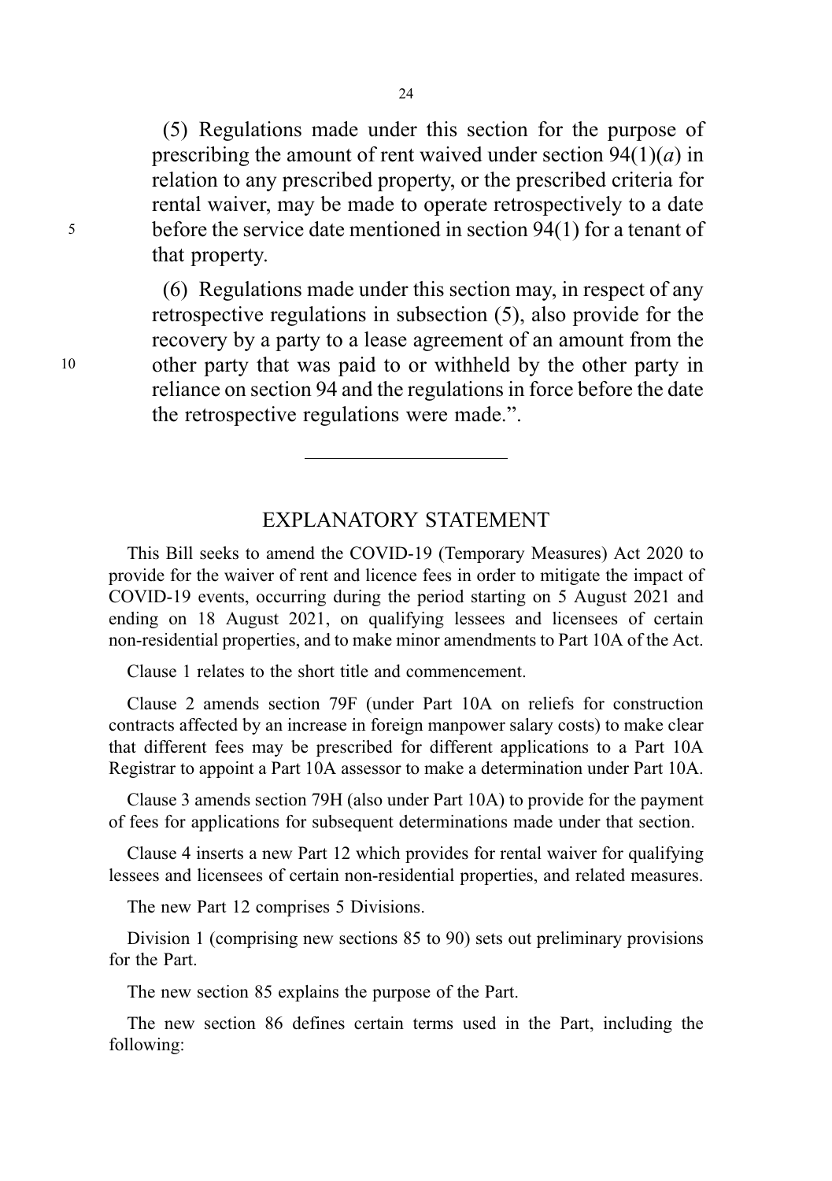(5) Regulations made under this section for the purpose of prescribing the amount of rent waived under section 94(1)(*a*) in relation to any prescribed property, or the prescribed criteria for rental waiver, may be made to operate retrospectively to a date before the service date mentioned in section 94(1) for a tenant of that property.

(6) Regulations made under this section may, in respect of any retrospective regulations in subsection (5), also provide for the recovery by a party to a lease agreement of an amount from the other party that was paid to or withheld by the other party in reliance on section 94 and the regulations in force before the date the retrospective regulations were made.".

---

## EXPLANATORY STATEMENT

This Bill seeks to amend the COVID-19 (Temporary Measures) Act 2020 to provide for the waiver of rent and licence fees in order to mitigate the impact of COVID-19 events, occurring during the period starting on 5 August 2021 and ending on 18 August 2021, on qualifying lessees and licensees of certain non-residential properties, and to make minor amendments to Part 10A of the Act.

Clause 1 relates to the short title and commencement.

Clause 2 amends section 79F (under Part 10A on reliefs for construction contracts affected by an increase in foreign manpower salary costs) to make clear that different fees may be prescribed for different applications to a Part 10A Registrar to appoint a Part 10A assessor to make a determination under Part 10A.

Clause 3 amends section 79H (also under Part 10A) to provide for the payment of fees for applications for subsequent determinations made under that section.

Clause 4 inserts a new Part 12 which provides for rental waiver for qualifying lessees and licensees of certain non-residential properties, and related measures.

The new Part 12 comprises 5 Divisions.

Division 1 (comprising new sections 85 to 90) sets out preliminary provisions for the Part.

The new section 85 explains the purpose of the Part.

The new section 86 defines certain terms used in the Part, including the following: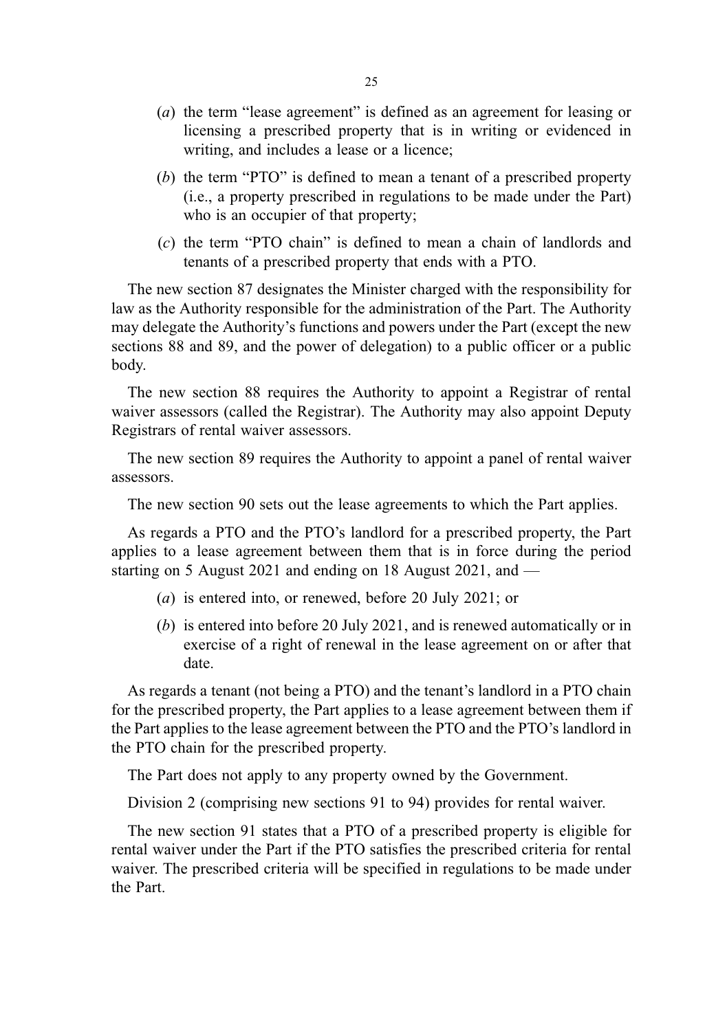(*a*) the term "lease agreement" is defined as an agreement for leasing or licensing a prescribed property that is in writing or evidenced in writing, and includes a lease or a licence;

(*b*) the term "PTO" is defined to mean a tenant of a prescribed property (i.e., a property prescribed in regulations to be made under the Part) who is an occupier of that property;

(*c*) the term "PTO chain" is defined to mean a chain of landlords and tenants of a prescribed property that ends with a PTO.

The new section 87 designates the Minister charged with the responsibility for law as the Authority responsible for the administration of the Part. The Authority may delegate the Authority's functions and powers under the Part (except the new sections 88 and 89, and the power of delegation) to a public officer or a public body.

The new section 88 requires the Authority to appoint a Registrar of rental waiver assessors (called the Registrar). The Authority may also appoint Deputy Registrars of rental waiver assessors.

The new section 89 requires the Authority to appoint a panel of rental waiver assessors.

The new section 90 sets out the lease agreements to which the Part applies.

As regards a PTO and the PTO's landlord for a prescribed property, the Part applies to a lease agreement between them that is in force during the period starting on 5 August 2021 and ending on 18 August 2021, and —

(*a*) is entered into, or renewed, before 20 July 2021; or

(*b*) is entered into before 20 July 2021, and is renewed automatically or in exercise of a right of renewal in the lease agreement on or after that date.

As regards a tenant (not being a PTO) and the tenant's landlord in a PTO chain for the prescribed property, the Part applies to a lease agreement between them if the Part applies to the lease agreement between the PTO and the PTO's landlord in the PTO chain for the prescribed property.

The Part does not apply to any property owned by the Government.

Division 2 (comprising new sections 91 to 94) provides for rental waiver.

The new section 91 states that a PTO of a prescribed property is eligible for rental waiver under the Part if the PTO satisfies the prescribed criteria for rental waiver. The prescribed criteria will be specified in regulations to be made under the Part.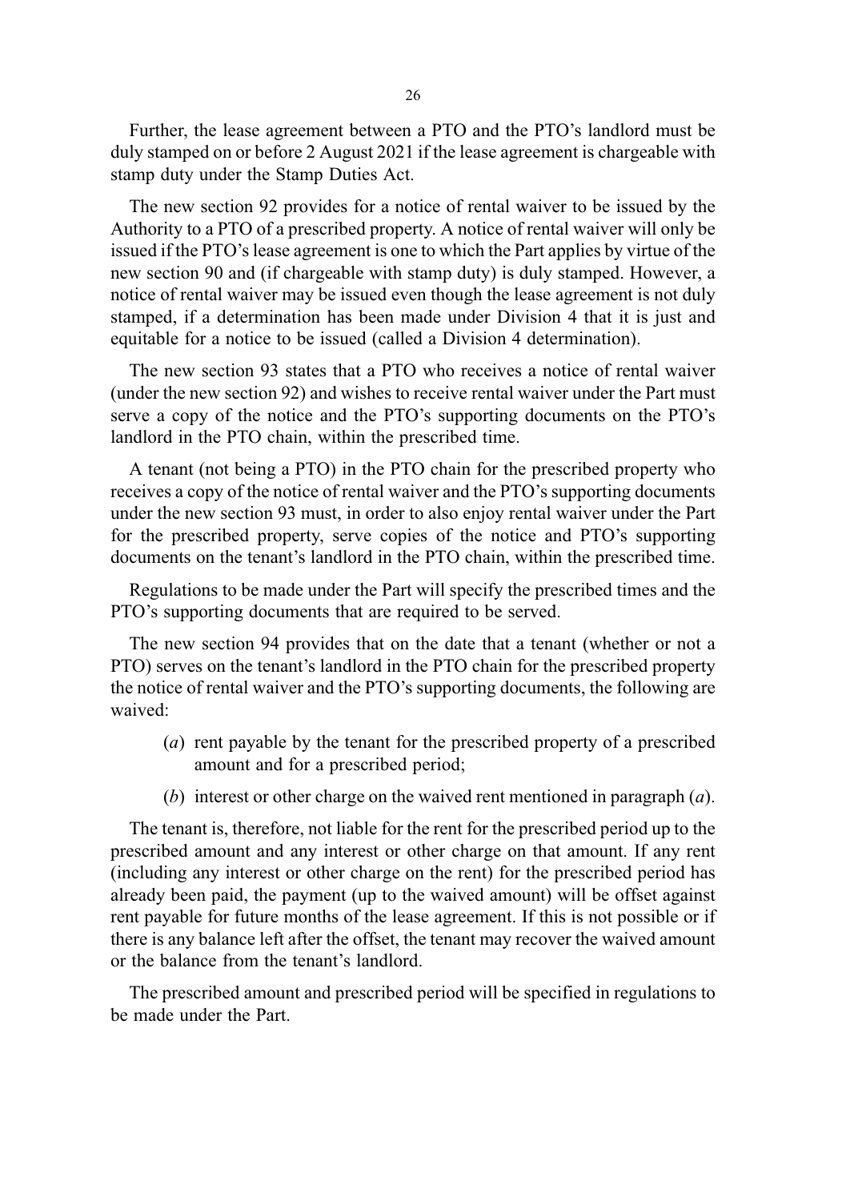Further, the lease agreement between a PTO and the PTO's landlord must be duly stamped on or before 2 August 2021 if the lease agreement is chargeable with stamp duty under the Stamp Duties Act.

The new section 92 provides for a notice of rental waiver to be issued by the Authority to a PTO of a prescribed property. A notice of rental waiver will only be issued if the PTO's lease agreement is one to which the Part applies by virtue of the new section 90 and (if chargeable with stamp duty) is duly stamped. However, a notice of rental waiver may be issued even though the lease agreement is not duly stamped, if a determination has been made under Division 4 that it is just and equitable for a notice to be issued (called a Division 4 determination).

The new section 93 states that a PTO who receives a notice of rental waiver (under the new section 92) and wishes to receive rental waiver under the Part must serve a copy of the notice and the PTO's supporting documents on the PTO's landlord in the PTO chain, within the prescribed time.

A tenant (not being a PTO) in the PTO chain for the prescribed property who receives a copy of the notice of rental waiver and the PTO's supporting documents under the new section 93 must, in order to also enjoy rental waiver under the Part for the prescribed property, serve copies of the notice and PTO's supporting documents on the tenant's landlord in the PTO chain, within the prescribed time.

Regulations to be made under the Part will specify the prescribed times and the PTO's supporting documents that are required to be served.

The new section 94 provides that on the date that a tenant (whether or not a PTO) serves on the tenant's landlord in the PTO chain for the prescribed property the notice of rental waiver and the PTO's supporting documents, the following are waived:

(*a*) rent payable by the tenant for the prescribed property of a prescribed amount and for a prescribed period;

(*b*) interest or other charge on the waived rent mentioned in paragraph (*a*).

The tenant is, therefore, not liable for the rent for the prescribed period up to the prescribed amount and any interest or other charge on that amount. If any rent (including any interest or other charge on the rent) for the prescribed period has already been paid, the payment (up to the waived amount) will be offset against rent payable for future months of the lease agreement. If this is not possible or if there is any balance left after the offset, the tenant may recover the waived amount or the balance from the tenant's landlord.

The prescribed amount and prescribed period will be specified in regulations to be made under the Part.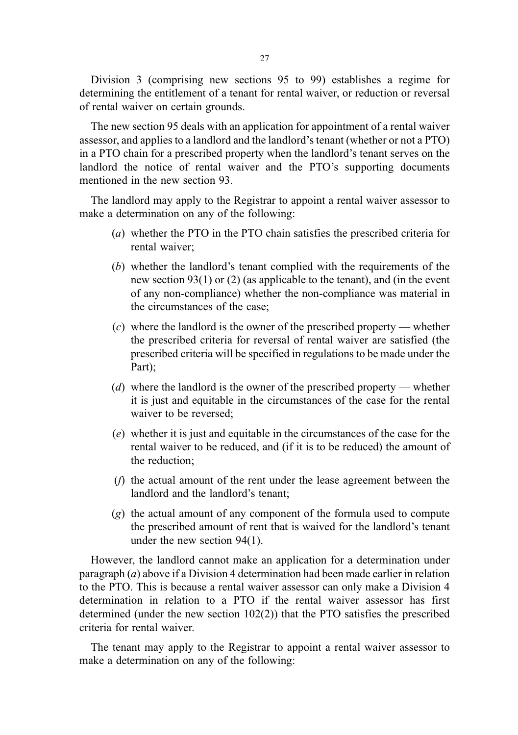Division 3 (comprising new sections 95 to 99) establishes a regime for determining the entitlement of a tenant for rental waiver, or reduction or reversal of rental waiver on certain grounds.

The new section 95 deals with an application for appointment of a rental waiver assessor, and applies to a landlord and the landlord's tenant (whether or not a PTO) in a PTO chain for a prescribed property when the landlord's tenant serves on the landlord the notice of rental waiver and the PTO's supporting documents mentioned in the new section 93.

The landlord may apply to the Registrar to appoint a rental waiver assessor to make a determination on any of the following:

(*a*) whether the PTO in the PTO chain satisfies the prescribed criteria for rental waiver;

(*b*) whether the landlord's tenant complied with the requirements of the new section 93(1) or (2) (as applicable to the tenant), and (in the event of any non-compliance) whether the non-compliance was material in the circumstances of the case;

(*c*) where the landlord is the owner of the prescribed property — whether the prescribed criteria for reversal of rental waiver are satisfied (the prescribed criteria will be specified in regulations to be made under the Part);

(*d*) where the landlord is the owner of the prescribed property — whether it is just and equitable in the circumstances of the case for the rental waiver to be reversed;

(*e*) whether it is just and equitable in the circumstances of the case for the rental waiver to be reduced, and (if it is to be reduced) the amount of the reduction;

(*f*) the actual amount of the rent under the lease agreement between the landlord and the landlord's tenant;

(*g*) the actual amount of any component of the formula used to compute the prescribed amount of rent that is waived for the landlord's tenant under the new section 94(1).

However, the landlord cannot make an application for a determination under paragraph (*a*) above if a Division 4 determination had been made earlier in relation to the PTO. This is because a rental waiver assessor can only make a Division 4 determination in relation to a PTO if the rental waiver assessor has first determined (under the new section 102(2)) that the PTO satisfies the prescribed criteria for rental waiver.

The tenant may apply to the Registrar to appoint a rental waiver assessor to make a determination on any of the following: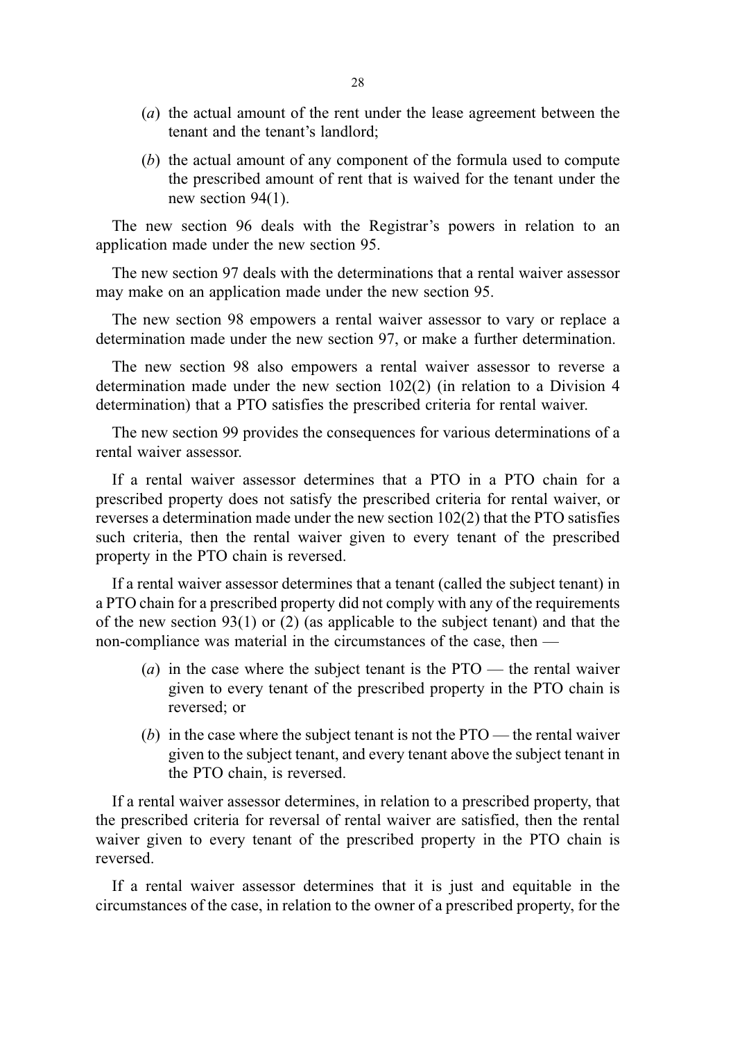(*a*) the actual amount of the rent under the lease agreement between the tenant and the tenant's landlord;

(*b*) the actual amount of any component of the formula used to compute the prescribed amount of rent that is waived for the tenant under the new section 94(1).

The new section 96 deals with the Registrar's powers in relation to an application made under the new section 95.

The new section 97 deals with the determinations that a rental waiver assessor may make on an application made under the new section 95.

The new section 98 empowers a rental waiver assessor to vary or replace a determination made under the new section 97, or make a further determination.

The new section 98 also empowers a rental waiver assessor to reverse a determination made under the new section 102(2) (in relation to a Division 4 determination) that a PTO satisfies the prescribed criteria for rental waiver.

The new section 99 provides the consequences for various determinations of a rental waiver assessor.

If a rental waiver assessor determines that a PTO in a PTO chain for a prescribed property does not satisfy the prescribed criteria for rental waiver, or reverses a determination made under the new section 102(2) that the PTO satisfies such criteria, then the rental waiver given to every tenant of the prescribed property in the PTO chain is reversed.

If a rental waiver assessor determines that a tenant (called the subject tenant) in a PTO chain for a prescribed property did not comply with any of the requirements of the new section 93(1) or (2) (as applicable to the subject tenant) and that the non-compliance was material in the circumstances of the case, then —

(*a*) in the case where the subject tenant is the PTO — the rental waiver given to every tenant of the prescribed property in the PTO chain is reversed; or

(*b*) in the case where the subject tenant is not the PTO — the rental waiver given to the subject tenant, and every tenant above the subject tenant in the PTO chain, is reversed.

If a rental waiver assessor determines, in relation to a prescribed property, that the prescribed criteria for reversal of rental waiver are satisfied, then the rental waiver given to every tenant of the prescribed property in the PTO chain is reversed.

If a rental waiver assessor determines that it is just and equitable in the circumstances of the case, in relation to the owner of a prescribed property, for the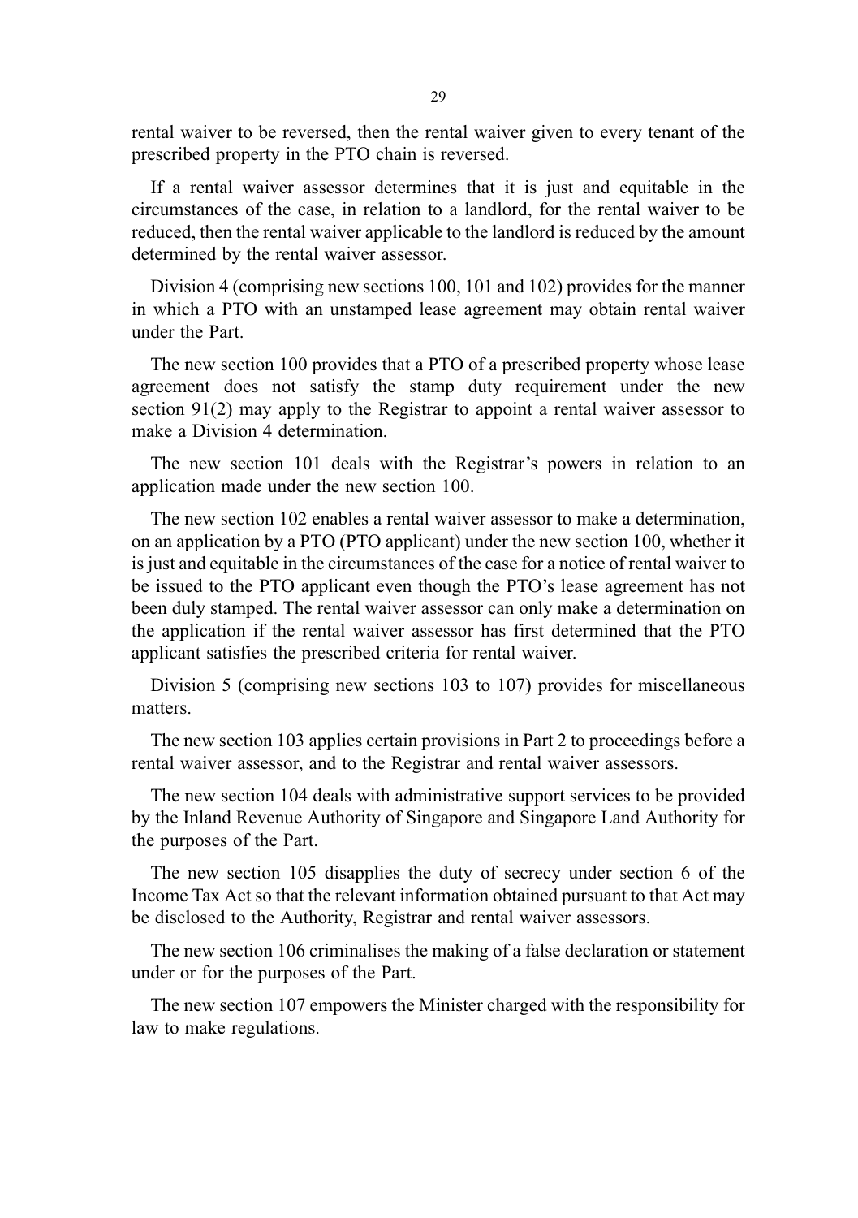rental waiver to be reversed, then the rental waiver given to every tenant of the prescribed property in the PTO chain is reversed.

If a rental waiver assessor determines that it is just and equitable in the circumstances of the case, in relation to a landlord, for the rental waiver to be reduced, then the rental waiver applicable to the landlord is reduced by the amount determined by the rental waiver assessor.

Division 4 (comprising new sections 100, 101 and 102) provides for the manner in which a PTO with an unstamped lease agreement may obtain rental waiver under the Part.

The new section 100 provides that a PTO of a prescribed property whose lease agreement does not satisfy the stamp duty requirement under the new section 91(2) may apply to the Registrar to appoint a rental waiver assessor to make a Division 4 determination.

The new section 101 deals with the Registrar's powers in relation to an application made under the new section 100.

The new section 102 enables a rental waiver assessor to make a determination, on an application by a PTO (PTO applicant) under the new section 100, whether it is just and equitable in the circumstances of the case for a notice of rental waiver to be issued to the PTO applicant even though the PTO's lease agreement has not been duly stamped. The rental waiver assessor can only make a determination on the application if the rental waiver assessor has first determined that the PTO applicant satisfies the prescribed criteria for rental waiver.

Division 5 (comprising new sections 103 to 107) provides for miscellaneous matters.

The new section 103 applies certain provisions in Part 2 to proceedings before a rental waiver assessor, and to the Registrar and rental waiver assessors.

The new section 104 deals with administrative support services to be provided by the Inland Revenue Authority of Singapore and Singapore Land Authority for the purposes of the Part.

The new section 105 disapplies the duty of secrecy under section 6 of the Income Tax Act so that the relevant information obtained pursuant to that Act may be disclosed to the Authority, Registrar and rental waiver assessors.

The new section 106 criminalises the making of a false declaration or statement under or for the purposes of the Part.

The new section 107 empowers the Minister charged with the responsibility for law to make regulations.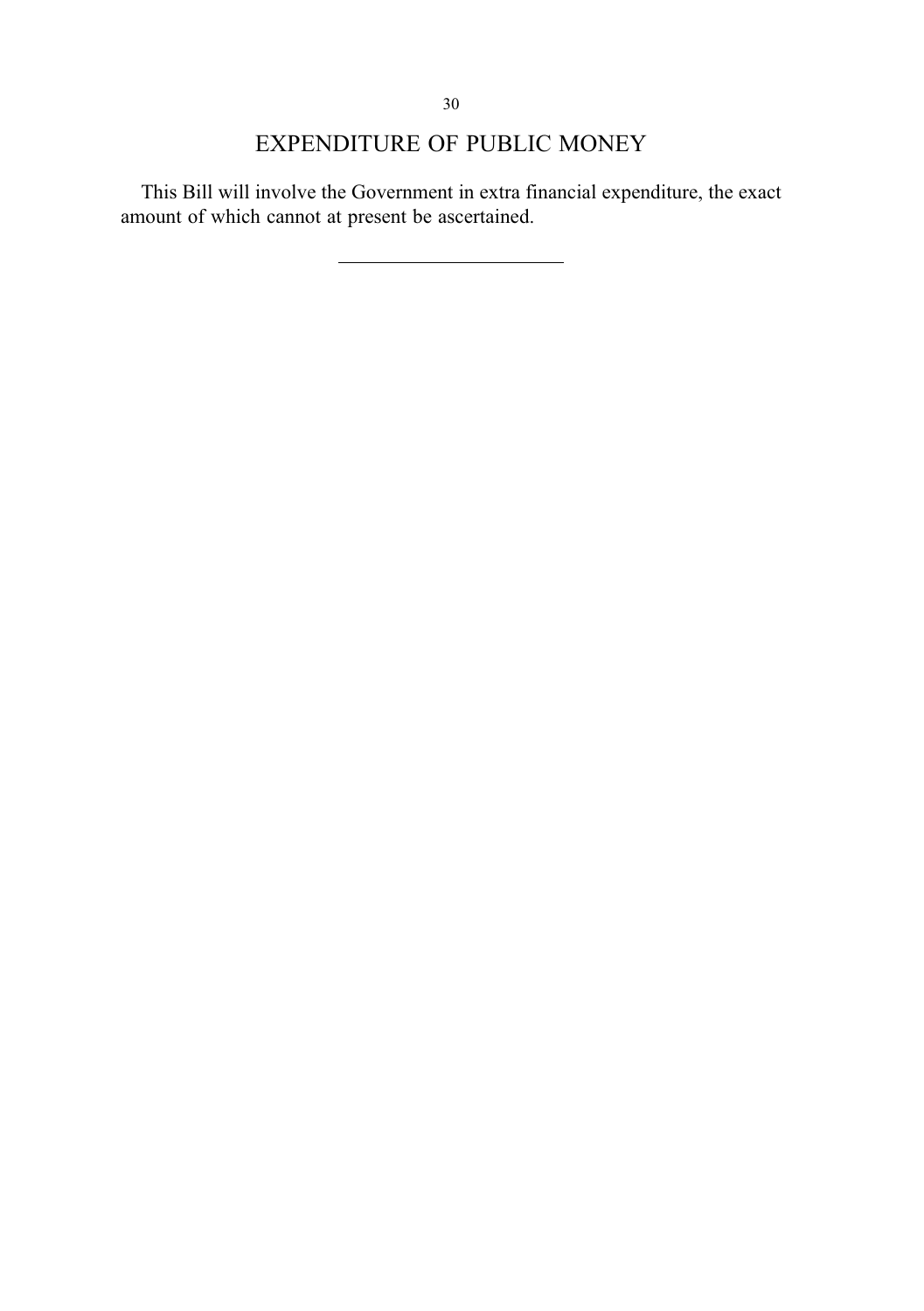## EXPENDITURE OF PUBLIC MONEY

This Bill will involve the Government in extra financial expenditure, the exact amount of which cannot at present be ascertained.